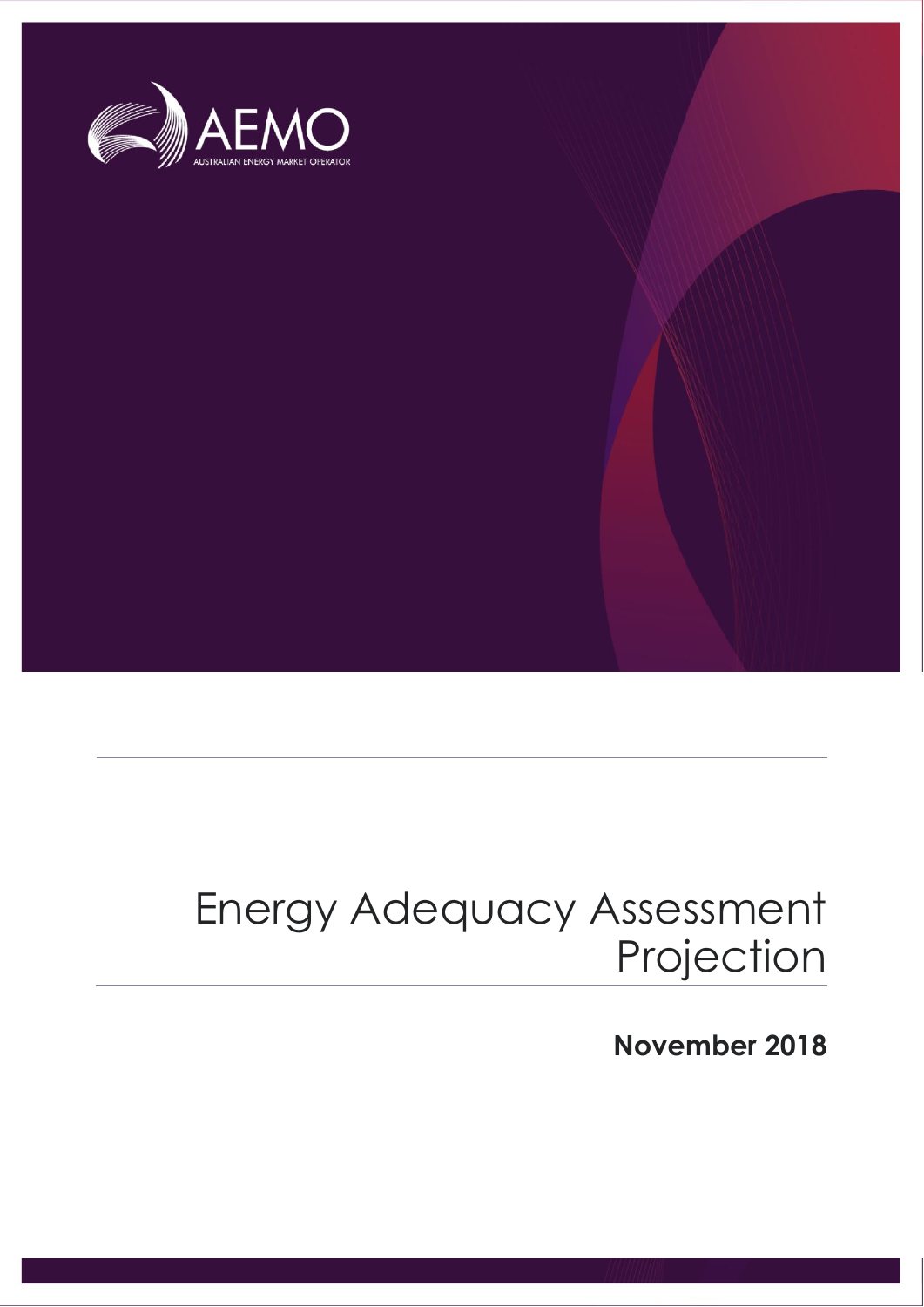AEMO

AUSTRALIAN ENERGY MARKET OPERATOR

# Energy Adequacy Assessment Projection

**November 2018**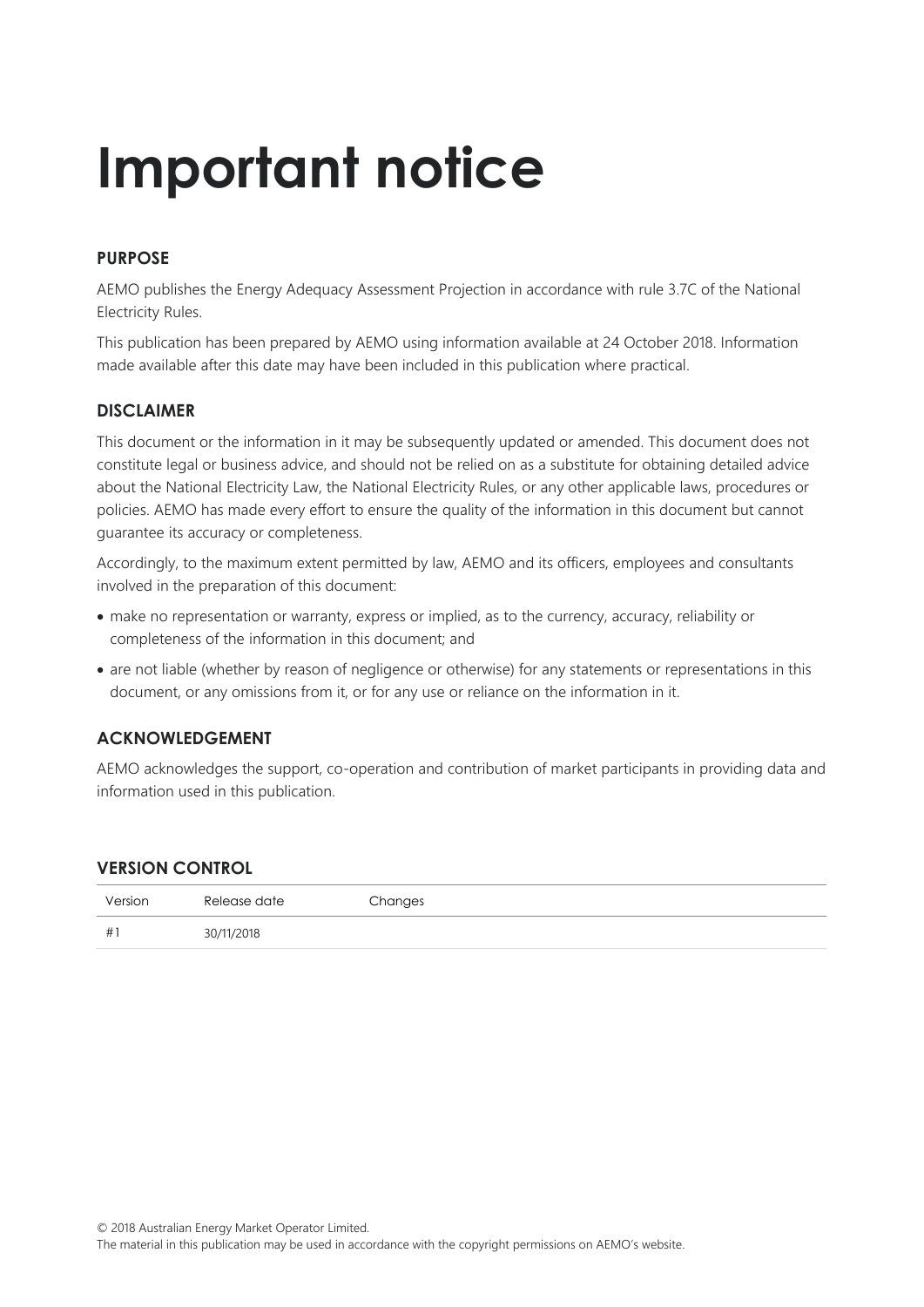# Important notice

### PURPOSE

AEMO publishes the Energy Adequacy Assessment Projection in accordance with rule 3.7C of the National Electricity Rules.

This publication has been prepared by AEMO using information available at 24 October 2018. Information made available after this date may have been included in this publication where practical.

### DISCLAIMER

This document or the information in it may be subsequently updated or amended. This document does not constitute legal or business advice, and should not be relied on as a substitute for obtaining detailed advice about the National Electricity Law, the National Electricity Rules, or any other applicable laws, procedures or policies. AEMO has made every effort to ensure the quality of the information in this document but cannot guarantee its accuracy or completeness.

Accordingly, to the maximum extent permitted by law, AEMO and its officers, employees and consultants involved in the preparation of this document:

- make no representation or warranty, express or implied, as to the currency, accuracy, reliability or completeness of the information in this document; and
- are not liable (whether by reason of negligence or otherwise) for any statements or representations in this document, or any omissions from it, or for any use or reliance on the information in it.

### ACKNOWLEDGEMENT

AEMO acknowledges the support, co-operation and contribution of market participants in providing data and information used in this publication.

### VERSION CONTROL

| Version | Release date | Changes |
| --- | --- | --- |
| #1 | 30/11/2018 | |

© 2018 Australian Energy Market Operator Limited.
The material in this publication may be used in accordance with the copyright permissions on AEMO's website.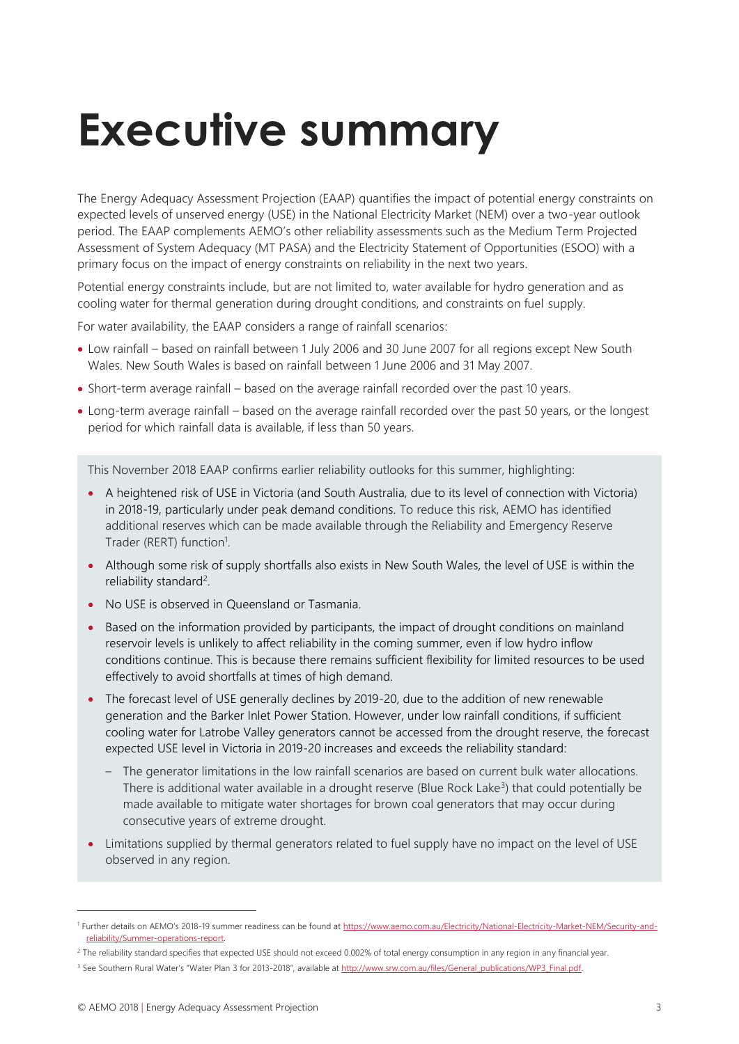# Executive summary

The Energy Adequacy Assessment Projection (EAAP) quantifies the impact of potential energy constraints on expected levels of unserved energy (USE) in the National Electricity Market (NEM) over a two-year outlook period. The EAAP complements AEMO's other reliability assessments such as the Medium Term Projected Assessment of System Adequacy (MT PASA) and the Electricity Statement of Opportunities (ESOO) with a primary focus on the impact of energy constraints on reliability in the next two years.

Potential energy constraints include, but are not limited to, water available for hydro generation and as cooling water for thermal generation during drought conditions, and constraints on fuel supply.

For water availability, the EAAP considers a range of rainfall scenarios:

- Low rainfall – based on rainfall between 1 July 2006 and 30 June 2007 for all regions except New South Wales. New South Wales is based on rainfall between 1 June 2006 and 31 May 2007.
- Short-term average rainfall – based on the average rainfall recorded over the past 10 years.
- Long-term average rainfall – based on the average rainfall recorded over the past 50 years, or the longest period for which rainfall data is available, if less than 50 years.

This November 2018 EAAP confirms earlier reliability outlooks for this summer, highlighting:

- A heightened risk of USE in Victoria (and South Australia, due to its level of connection with Victoria) in 2018-19, particularly under peak demand conditions. To reduce this risk, AEMO has identified additional reserves which can be made available through the Reliability and Emergency Reserve Trader (RERT) function[1].
- Although some risk of supply shortfalls also exists in New South Wales, the level of USE is within the reliability standard[2].
- No USE is observed in Queensland or Tasmania.
- Based on the information provided by participants, the impact of drought conditions on mainland reservoir levels is unlikely to affect reliability in the coming summer, even if low hydro inflow conditions continue. This is because there remains sufficient flexibility for limited resources to be used effectively to avoid shortfalls at times of high demand.
- The forecast level of USE generally declines by 2019-20, due to the addition of new renewable generation and the Barker Inlet Power Station. However, under low rainfall conditions, if sufficient cooling water for Latrobe Valley generators cannot be accessed from the drought reserve, the forecast expected USE level in Victoria in 2019-20 increases and exceeds the reliability standard:
  - The generator limitations in the low rainfall scenarios are based on current bulk water allocations. There is additional water available in a drought reserve (Blue Rock Lake[3]) that could potentially be made available to mitigate water shortages for brown coal generators that may occur during consecutive years of extreme drought.
- Limitations supplied by thermal generators related to fuel supply have no impact on the level of USE observed in any region.

[1] Further details on AEMO's 2018-19 summer readiness can be found at https://www.aemo.com.au/Electricity/National-Electricity-Market-NEM/Security-and-reliability/Summer-operations-report.

[2] The reliability standard specifies that expected USE should not exceed 0.002% of total energy consumption in any region in any financial year.

[3] See Southern Rural Water's "Water Plan 3 for 2013-2018", available at http://www.srw.com.au/files/General_publications/WP3_Final.pdf.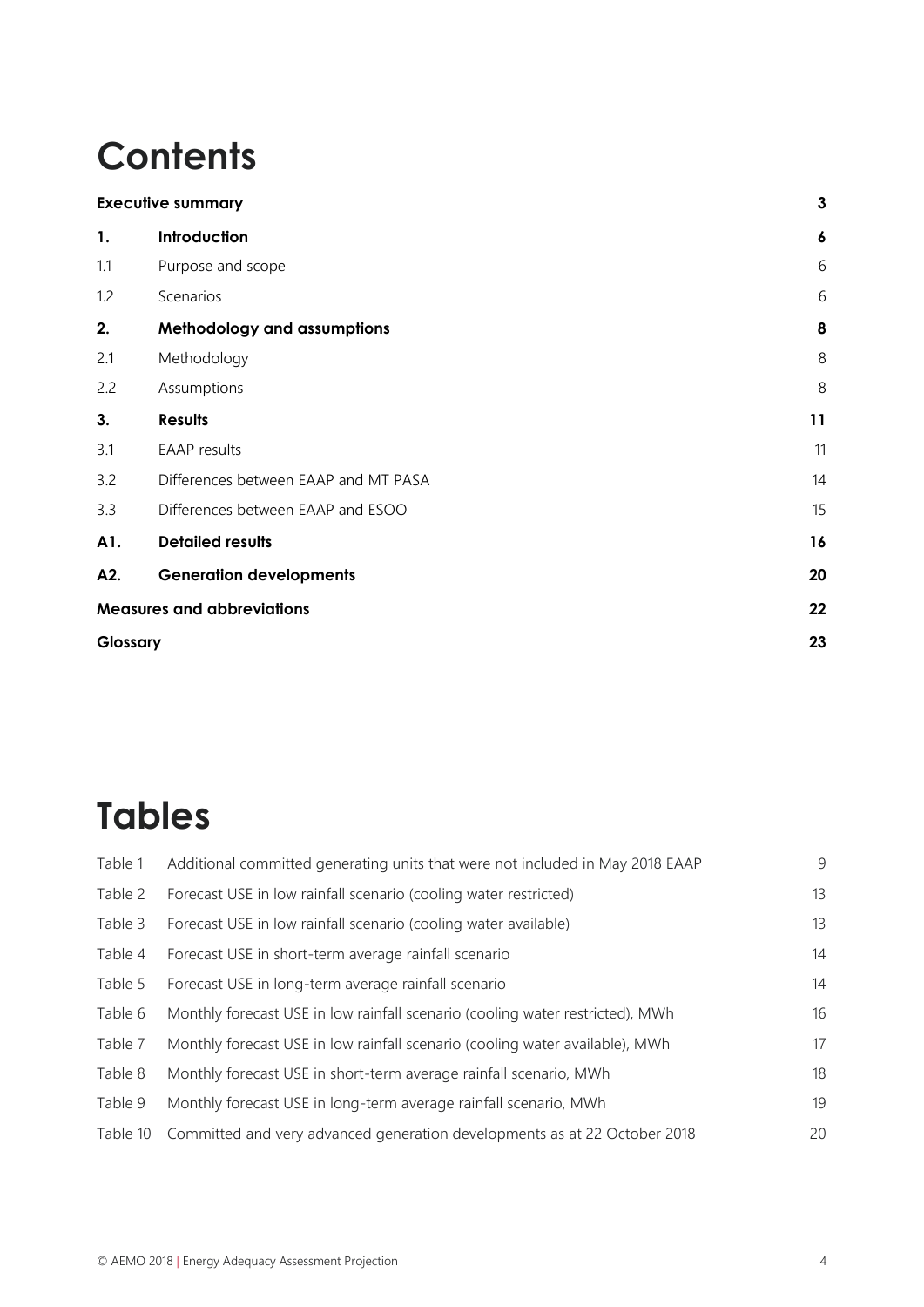# Contents

| | | |
|---|---|---|
| **Executive summary** | | **3** |
| **1.** | **Introduction** | **6** |
| 1.1 | Purpose and scope | 6 |
| 1.2 | Scenarios | 6 |
| **2.** | **Methodology and assumptions** | **8** |
| 2.1 | Methodology | 8 |
| 2.2 | Assumptions | 8 |
| **3.** | **Results** | **11** |
| 3.1 | EAAP results | 11 |
| 3.2 | Differences between EAAP and MT PASA | 14 |
| 3.3 | Differences between EAAP and ESOO | 15 |
| **A1.** | **Detailed results** | **16** |
| **A2.** | **Generation developments** | **20** |
| **Measures and abbreviations** | | **22** |
| **Glossary** | | **23** |

# Tables

| | | |
|---|---|---|
| Table 1 | Additional committed generating units that were not included in May 2018 EAAP | 9 |
| Table 2 | Forecast USE in low rainfall scenario (cooling water restricted) | 13 |
| Table 3 | Forecast USE in low rainfall scenario (cooling water available) | 13 |
| Table 4 | Forecast USE in short-term average rainfall scenario | 14 |
| Table 5 | Forecast USE in long-term average rainfall scenario | 14 |
| Table 6 | Monthly forecast USE in low rainfall scenario (cooling water restricted), MWh | 16 |
| Table 7 | Monthly forecast USE in low rainfall scenario (cooling water available), MWh | 17 |
| Table 8 | Monthly forecast USE in short-term average rainfall scenario, MWh | 18 |
| Table 9 | Monthly forecast USE in long-term average rainfall scenario, MWh | 19 |
| Table 10 | Committed and very advanced generation developments as at 22 October 2018 | 20 |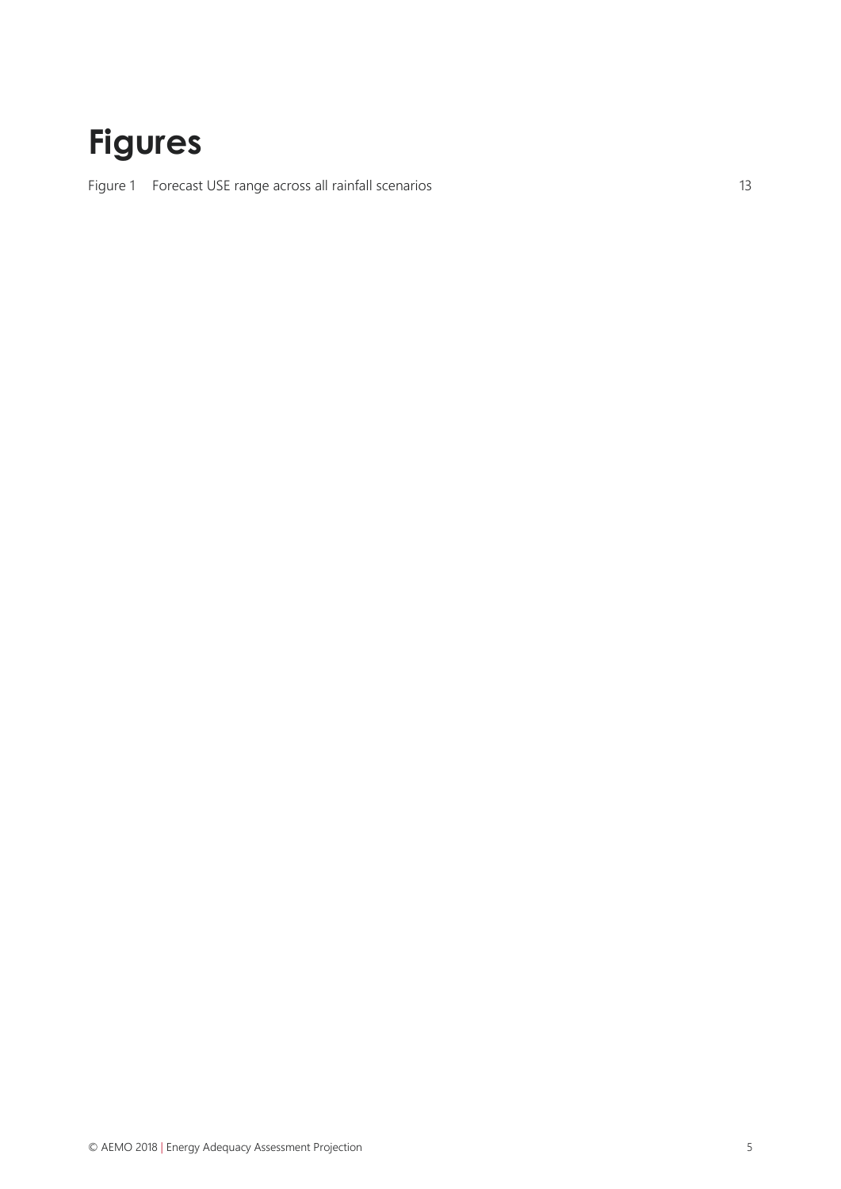# Figures

Figure 1 Forecast USE range across all rainfall scenarios 13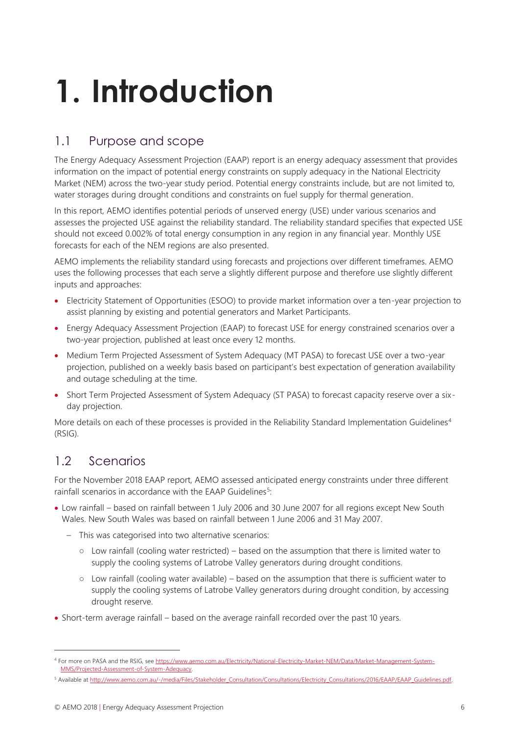# 1. Introduction

## 1.1 Purpose and scope

The Energy Adequacy Assessment Projection (EAAP) report is an energy adequacy assessment that provides information on the impact of potential energy constraints on supply adequacy in the National Electricity Market (NEM) across the two-year study period. Potential energy constraints include, but are not limited to, water storages during drought conditions and constraints on fuel supply for thermal generation.

In this report, AEMO identifies potential periods of unserved energy (USE) under various scenarios and assesses the projected USE against the reliability standard. The reliability standard specifies that expected USE should not exceed 0.002% of total energy consumption in any region in any financial year. Monthly USE forecasts for each of the NEM regions are also presented.

AEMO implements the reliability standard using forecasts and projections over different timeframes. AEMO uses the following processes that each serve a slightly different purpose and therefore use slightly different inputs and approaches:

- Electricity Statement of Opportunities (ESOO) to provide market information over a ten-year projection to assist planning by existing and potential generators and Market Participants.
- Energy Adequacy Assessment Projection (EAAP) to forecast USE for energy constrained scenarios over a two-year projection, published at least once every 12 months.
- Medium Term Projected Assessment of System Adequacy (MT PASA) to forecast USE over a two-year projection, published on a weekly basis based on participant's best expectation of generation availability and outage scheduling at the time.
- Short Term Projected Assessment of System Adequacy (ST PASA) to forecast capacity reserve over a six-day projection.

More details on each of these processes is provided in the Reliability Standard Implementation Guidelines[4] (RSIG).

## 1.2 Scenarios

For the November 2018 EAAP report, AEMO assessed anticipated energy constraints under three different rainfall scenarios in accordance with the EAAP Guidelines[5]:

- Low rainfall – based on rainfall between 1 July 2006 and 30 June 2007 for all regions except New South Wales. New South Wales was based on rainfall between 1 June 2006 and 31 May 2007.
  - This was categorised into two alternative scenarios:
    - Low rainfall (cooling water restricted) – based on the assumption that there is limited water to supply the cooling systems of Latrobe Valley generators during drought conditions.
    - Low rainfall (cooling water available) – based on the assumption that there is sufficient water to supply the cooling systems of Latrobe Valley generators during drought condition, by accessing drought reserve.
- Short-term average rainfall – based on the average rainfall recorded over the past 10 years.

---

[4] For more on PASA and the RSIG, see https://www.aemo.com.au/Electricity/National-Electricity-Market-NEM/Data/Market-Management-System-MMS/Projected-Assessment-of-System-Adequacy.

[5] Available at http://www.aemo.com.au/-/media/Files/Stakeholder_Consultation/Consultations/Electricity_Consultations/2016/EAAP/EAAP_Guidelines.pdf.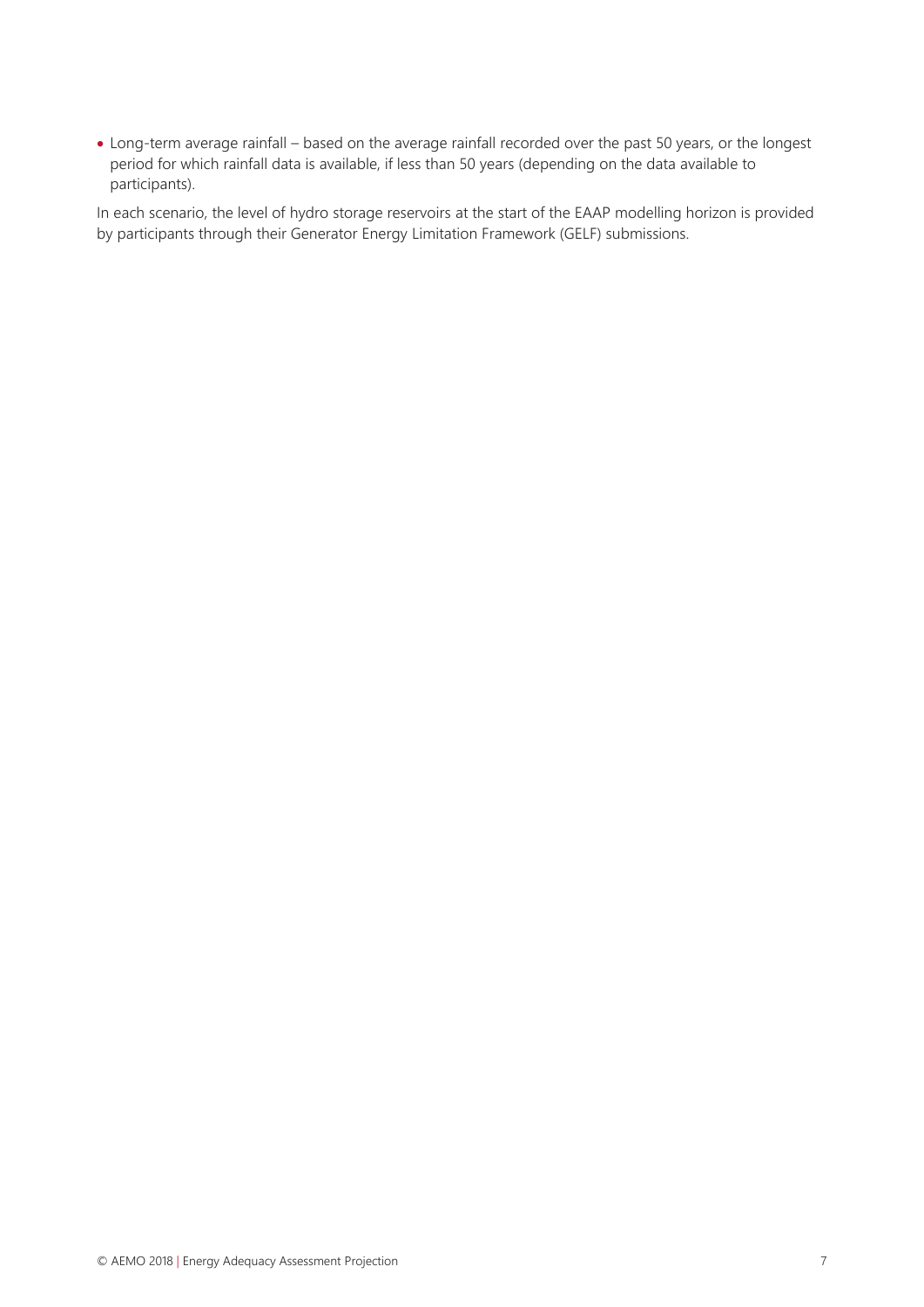- Long-term average rainfall – based on the average rainfall recorded over the past 50 years, or the longest period for which rainfall data is available, if less than 50 years (depending on the data available to participants).

In each scenario, the level of hydro storage reservoirs at the start of the EAAP modelling horizon is provided by participants through their Generator Energy Limitation Framework (GELF) submissions.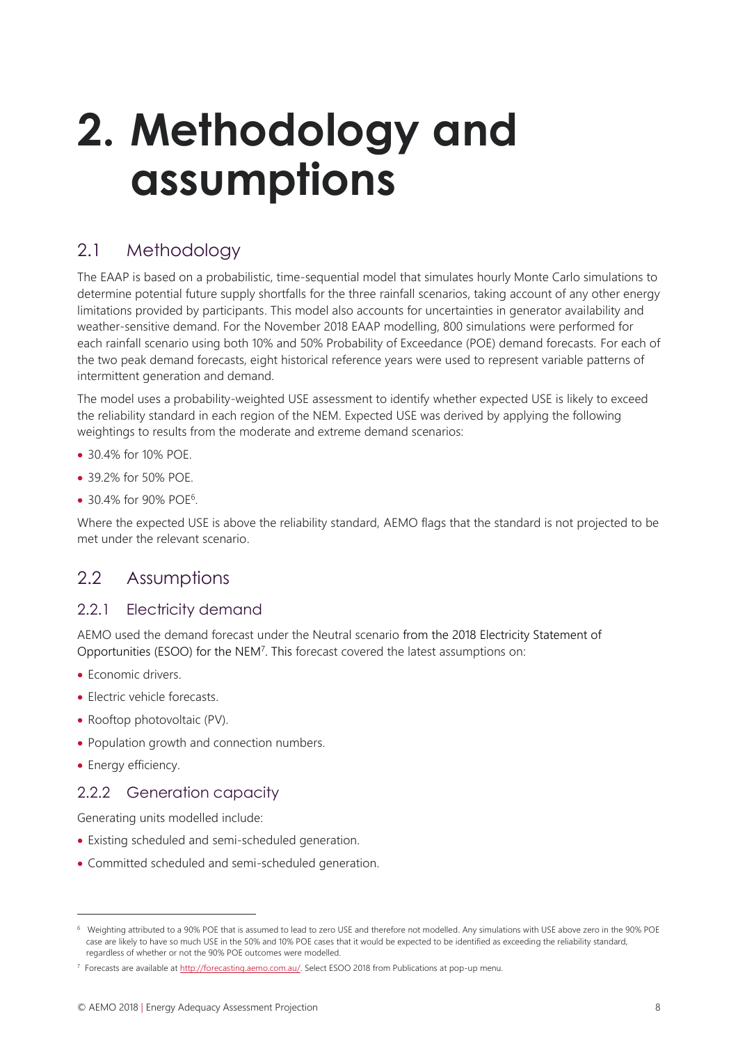# 2. Methodology and assumptions

## 2.1 Methodology

The EAAP is based on a probabilistic, time-sequential model that simulates hourly Monte Carlo simulations to determine potential future supply shortfalls for the three rainfall scenarios, taking account of any other energy limitations provided by participants. This model also accounts for uncertainties in generator availability and weather-sensitive demand. For the November 2018 EAAP modelling, 800 simulations were performed for each rainfall scenario using both 10% and 50% Probability of Exceedance (POE) demand forecasts. For each of the two peak demand forecasts, eight historical reference years were used to represent variable patterns of intermittent generation and demand.

The model uses a probability-weighted USE assessment to identify whether expected USE is likely to exceed the reliability standard in each region of the NEM. Expected USE was derived by applying the following weightings to results from the moderate and extreme demand scenarios:

- 30.4% for 10% POE.
- 39.2% for 50% POE.
- 30.4% for 90% POE[6].

Where the expected USE is above the reliability standard, AEMO flags that the standard is not projected to be met under the relevant scenario.

## 2.2 Assumptions

### 2.2.1 Electricity demand

AEMO used the demand forecast under the Neutral scenario from the 2018 Electricity Statement of Opportunities (ESOO) for the NEM[7]. This forecast covered the latest assumptions on:

- Economic drivers.
- Electric vehicle forecasts.
- Rooftop photovoltaic (PV).
- Population growth and connection numbers.
- Energy efficiency.

### 2.2.2 Generation capacity

Generating units modelled include:

- Existing scheduled and semi-scheduled generation.
- Committed scheduled and semi-scheduled generation.

---

[6] Weighting attributed to a 90% POE that is assumed to lead to zero USE and therefore not modelled. Any simulations with USE above zero in the 90% POE case are likely to have so much USE in the 50% and 10% POE cases that it would be expected to be identified as exceeding the reliability standard, regardless of whether or not the 90% POE outcomes were modelled.

[7] Forecasts are available at http://forecasting.aemo.com.au/. Select ESOO 2018 from Publications at pop-up menu.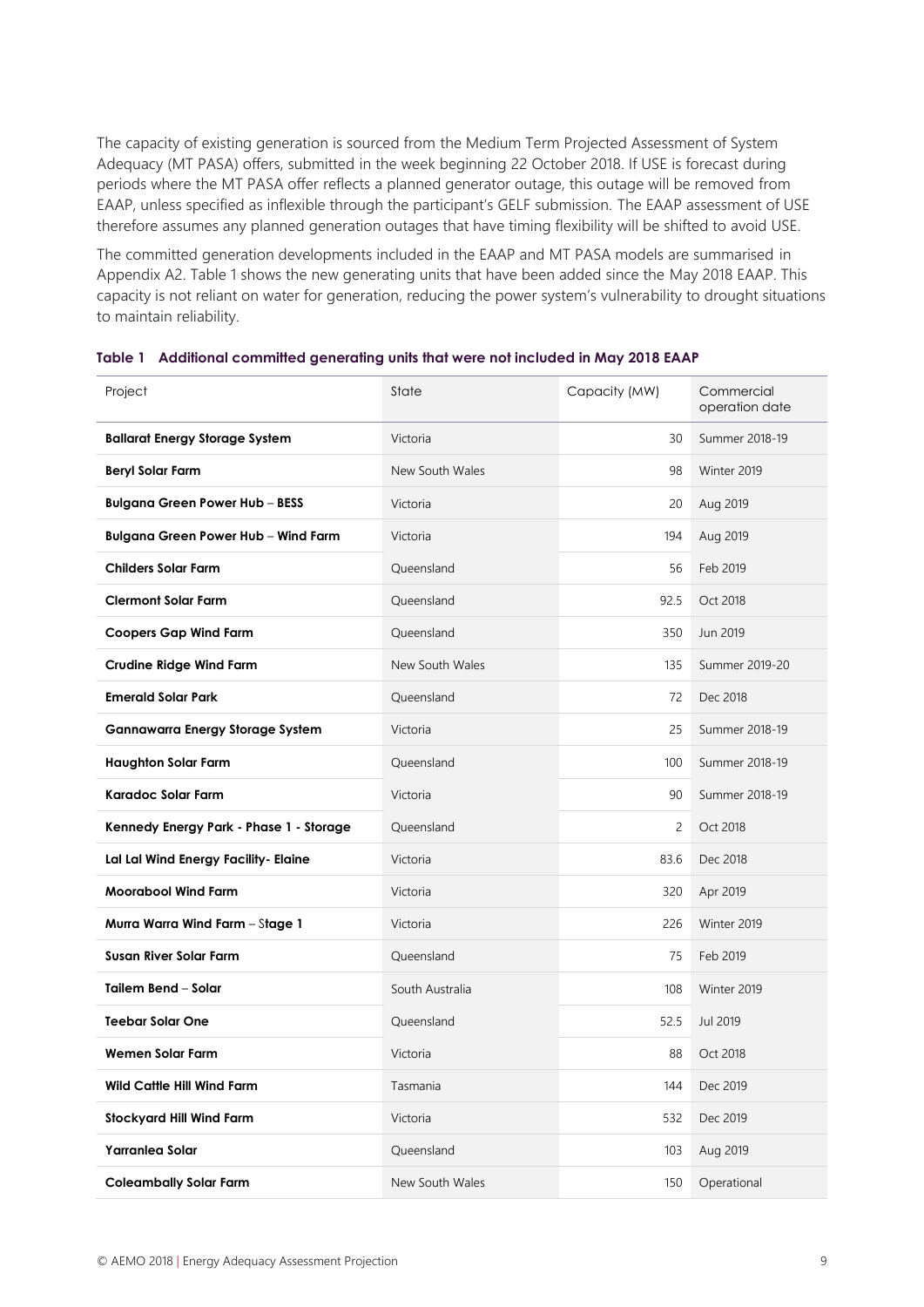The capacity of existing generation is sourced from the Medium Term Projected Assessment of System Adequacy (MT PASA) offers, submitted in the week beginning 22 October 2018. If USE is forecast during periods where the MT PASA offer reflects a planned generator outage, this outage will be removed from EAAP, unless specified as inflexible through the participant's GELF submission. The EAAP assessment of USE therefore assumes any planned generation outages that have timing flexibility will be shifted to avoid USE.

The committed generation developments included in the EAAP and MT PASA models are summarised in Appendix A2. Table 1 shows the new generating units that have been added since the May 2018 EAAP. This capacity is not reliant on water for generation, reducing the power system's vulnerability to drought situations to maintain reliability.

**Table 1 Additional committed generating units that were not included in May 2018 EAAP**

| Project | State | Capacity (MW) | Commercial operation date |
|---|---|---|---|
| **Ballarat Energy Storage System** | Victoria | 30 | Summer 2018-19 |
| **Beryl Solar Farm** | New South Wales | 98 | Winter 2019 |
| **Bulgana Green Power Hub – BESS** | Victoria | 20 | Aug 2019 |
| **Bulgana Green Power Hub – Wind Farm** | Victoria | 194 | Aug 2019 |
| **Childers Solar Farm** | Queensland | 56 | Feb 2019 |
| **Clermont Solar Farm** | Queensland | 92.5 | Oct 2018 |
| **Coopers Gap Wind Farm** | Queensland | 350 | Jun 2019 |
| **Crudine Ridge Wind Farm** | New South Wales | 135 | Summer 2019-20 |
| **Emerald Solar Park** | Queensland | 72 | Dec 2018 |
| **Gannawarra Energy Storage System** | Victoria | 25 | Summer 2018-19 |
| **Haughton Solar Farm** | Queensland | 100 | Summer 2018-19 |
| **Karadoc Solar Farm** | Victoria | 90 | Summer 2018-19 |
| **Kennedy Energy Park - Phase 1 - Storage** | Queensland | 2 | Oct 2018 |
| **Lal Lal Wind Energy Facility- Elaine** | Victoria | 83.6 | Dec 2018 |
| **Moorabool Wind Farm** | Victoria | 320 | Apr 2019 |
| **Murra Warra Wind Farm – Stage 1** | Victoria | 226 | Winter 2019 |
| **Susan River Solar Farm** | Queensland | 75 | Feb 2019 |
| **Tailem Bend – Solar** | South Australia | 108 | Winter 2019 |
| **Teebar Solar One** | Queensland | 52.5 | Jul 2019 |
| **Wemen Solar Farm** | Victoria | 88 | Oct 2018 |
| **Wild Cattle Hill Wind Farm** | Tasmania | 144 | Dec 2019 |
| **Stockyard Hill Wind Farm** | Victoria | 532 | Dec 2019 |
| **Yarranlea Solar** | Queensland | 103 | Aug 2019 |
| **Coleambally Solar Farm** | New South Wales | 150 | Operational |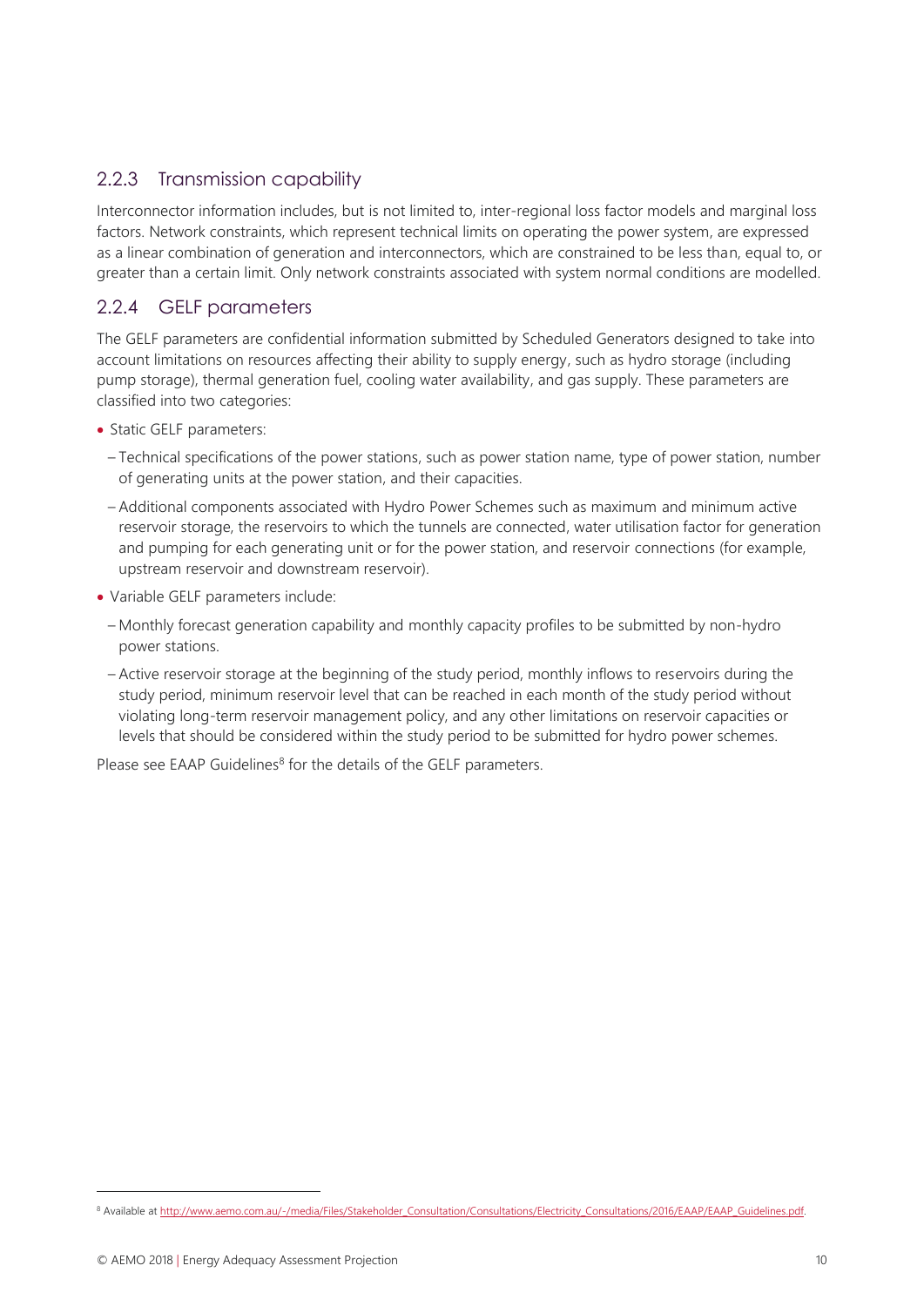### 2.2.3 Transmission capability

Interconnector information includes, but is not limited to, inter-regional loss factor models and marginal loss factors. Network constraints, which represent technical limits on operating the power system, are expressed as a linear combination of generation and interconnectors, which are constrained to be less than, equal to, or greater than a certain limit. Only network constraints associated with system normal conditions are modelled.

### 2.2.4 GELF parameters

The GELF parameters are confidential information submitted by Scheduled Generators designed to take into account limitations on resources affecting their ability to supply energy, such as hydro storage (including pump storage), thermal generation fuel, cooling water availability, and gas supply. These parameters are classified into two categories:

- Static GELF parameters:
  - Technical specifications of the power stations, such as power station name, type of power station, number of generating units at the power station, and their capacities.
  - Additional components associated with Hydro Power Schemes such as maximum and minimum active reservoir storage, the reservoirs to which the tunnels are connected, water utilisation factor for generation and pumping for each generating unit or for the power station, and reservoir connections (for example, upstream reservoir and downstream reservoir).
- Variable GELF parameters include:
  - Monthly forecast generation capability and monthly capacity profiles to be submitted by non-hydro power stations.
  - Active reservoir storage at the beginning of the study period, monthly inflows to reservoirs during the study period, minimum reservoir level that can be reached in each month of the study period without violating long-term reservoir management policy, and any other limitations on reservoir capacities or levels that should be considered within the study period to be submitted for hydro power schemes.

Please see EAAP Guidelines[8] for the details of the GELF parameters.

[8] Available at http://www.aemo.com.au/-/media/Files/Stakeholder_Consultation/Consultations/Electricity_Consultations/2016/EAAP/EAAP_Guidelines.pdf.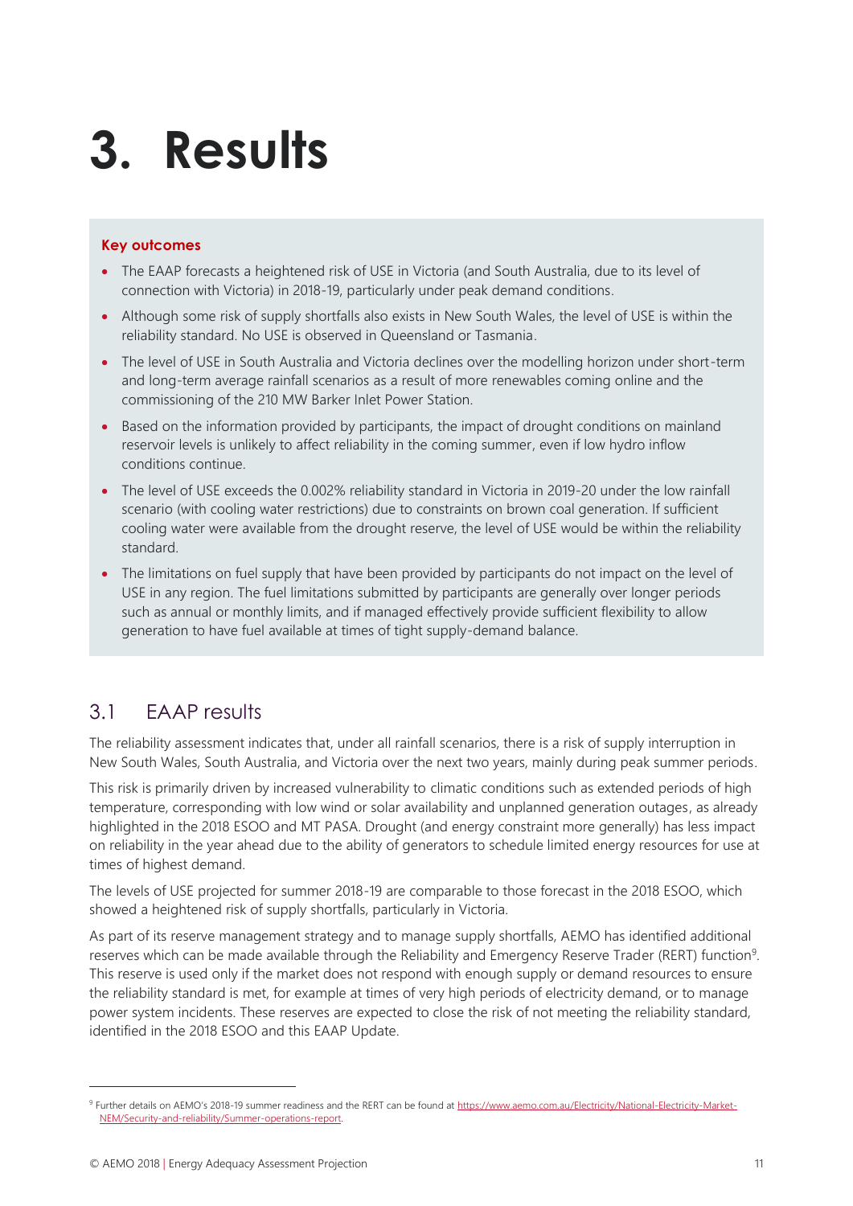# 3. Results

**Key outcomes**

- The EAAP forecasts a heightened risk of USE in Victoria (and South Australia, due to its level of connection with Victoria) in 2018-19, particularly under peak demand conditions.
- Although some risk of supply shortfalls also exists in New South Wales, the level of USE is within the reliability standard. No USE is observed in Queensland or Tasmania.
- The level of USE in South Australia and Victoria declines over the modelling horizon under short-term and long-term average rainfall scenarios as a result of more renewables coming online and the commissioning of the 210 MW Barker Inlet Power Station.
- Based on the information provided by participants, the impact of drought conditions on mainland reservoir levels is unlikely to affect reliability in the coming summer, even if low hydro inflow conditions continue.
- The level of USE exceeds the 0.002% reliability standard in Victoria in 2019-20 under the low rainfall scenario (with cooling water restrictions) due to constraints on brown coal generation. If sufficient cooling water were available from the drought reserve, the level of USE would be within the reliability standard.
- The limitations on fuel supply that have been provided by participants do not impact on the level of USE in any region. The fuel limitations submitted by participants are generally over longer periods such as annual or monthly limits, and if managed effectively provide sufficient flexibility to allow generation to have fuel available at times of tight supply-demand balance.

## 3.1 EAAP results

The reliability assessment indicates that, under all rainfall scenarios, there is a risk of supply interruption in New South Wales, South Australia, and Victoria over the next two years, mainly during peak summer periods.

This risk is primarily driven by increased vulnerability to climatic conditions such as extended periods of high temperature, corresponding with low wind or solar availability and unplanned generation outages, as already highlighted in the 2018 ESOO and MT PASA. Drought (and energy constraint more generally) has less impact on reliability in the year ahead due to the ability of generators to schedule limited energy resources for use at times of highest demand.

The levels of USE projected for summer 2018-19 are comparable to those forecast in the 2018 ESOO, which showed a heightened risk of supply shortfalls, particularly in Victoria.

As part of its reserve management strategy and to manage supply shortfalls, AEMO has identified additional reserves which can be made available through the Reliability and Emergency Reserve Trader (RERT) function[9]. This reserve is used only if the market does not respond with enough supply or demand resources to ensure the reliability standard is met, for example at times of very high periods of electricity demand, or to manage power system incidents. These reserves are expected to close the risk of not meeting the reliability standard, identified in the 2018 ESOO and this EAAP Update.

[9] Further details on AEMO's 2018-19 summer readiness and the RERT can be found at https://www.aemo.com.au/Electricity/National-Electricity-Market-NEM/Security-and-reliability/Summer-operations-report.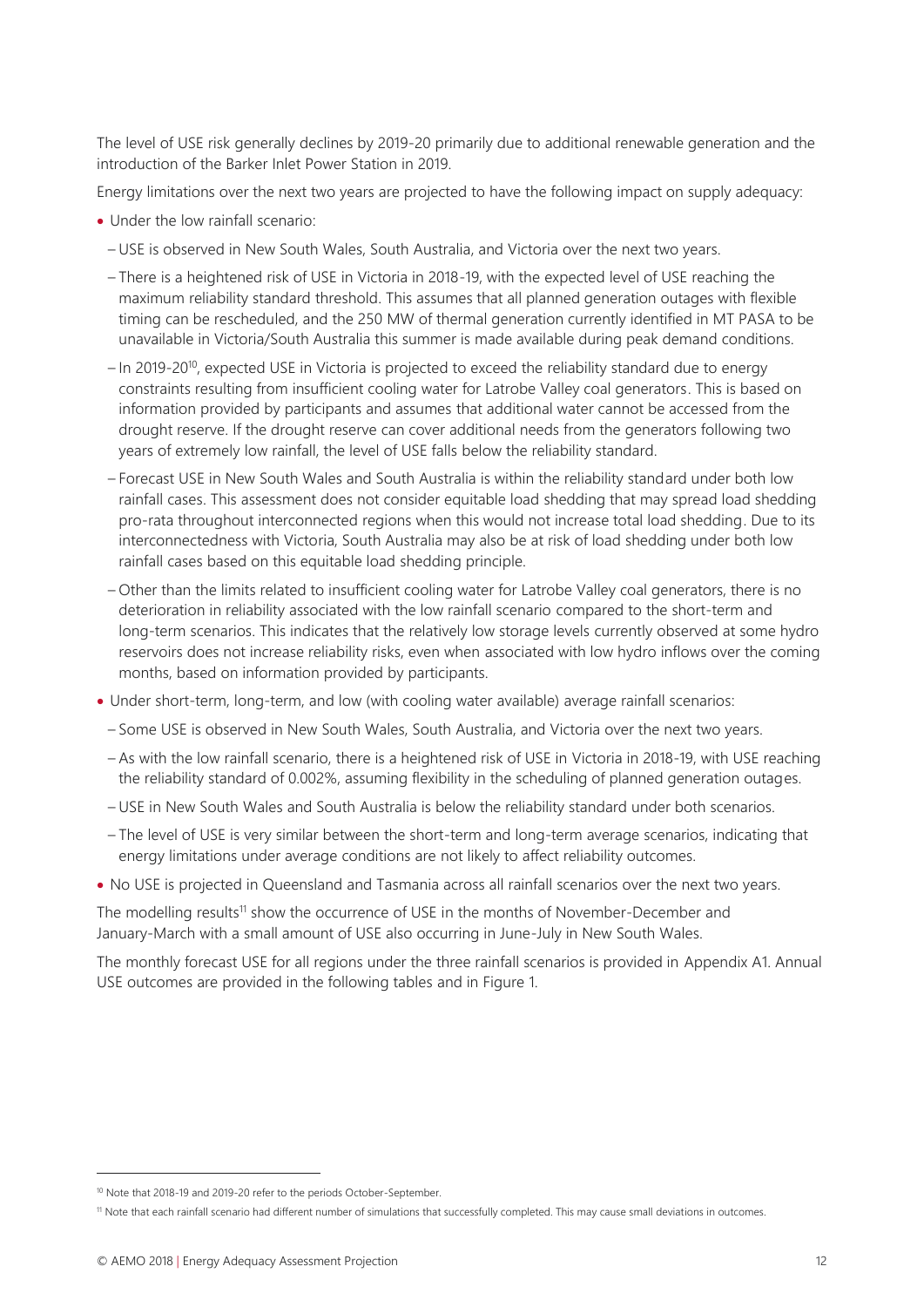The level of USE risk generally declines by 2019-20 primarily due to additional renewable generation and the introduction of the Barker Inlet Power Station in 2019.

Energy limitations over the next two years are projected to have the following impact on supply adequacy:

- Under the low rainfall scenario:
  - USE is observed in New South Wales, South Australia, and Victoria over the next two years.
  - There is a heightened risk of USE in Victoria in 2018-19, with the expected level of USE reaching the maximum reliability standard threshold. This assumes that all planned generation outages with flexible timing can be rescheduled, and the 250 MW of thermal generation currently identified in MT PASA to be unavailable in Victoria/South Australia this summer is made available during peak demand conditions.
  - In 2019-20[10], expected USE in Victoria is projected to exceed the reliability standard due to energy constraints resulting from insufficient cooling water for Latrobe Valley coal generators. This is based on information provided by participants and assumes that additional water cannot be accessed from the drought reserve. If the drought reserve can cover additional needs from the generators following two years of extremely low rainfall, the level of USE falls below the reliability standard.
  - Forecast USE in New South Wales and South Australia is within the reliability standard under both low rainfall cases. This assessment does not consider equitable load shedding that may spread load shedding pro-rata throughout interconnected regions when this would not increase total load shedding. Due to its interconnectedness with Victoria, South Australia may also be at risk of load shedding under both low rainfall cases based on this equitable load shedding principle.
  - Other than the limits related to insufficient cooling water for Latrobe Valley coal generators, there is no deterioration in reliability associated with the low rainfall scenario compared to the short-term and long-term scenarios. This indicates that the relatively low storage levels currently observed at some hydro reservoirs does not increase reliability risks, even when associated with low hydro inflows over the coming months, based on information provided by participants.
- Under short-term, long-term, and low (with cooling water available) average rainfall scenarios:
  - Some USE is observed in New South Wales, South Australia, and Victoria over the next two years.
  - As with the low rainfall scenario, there is a heightened risk of USE in Victoria in 2018-19, with USE reaching the reliability standard of 0.002%, assuming flexibility in the scheduling of planned generation outages.
  - USE in New South Wales and South Australia is below the reliability standard under both scenarios.
  - The level of USE is very similar between the short-term and long-term average scenarios, indicating that energy limitations under average conditions are not likely to affect reliability outcomes.
- No USE is projected in Queensland and Tasmania across all rainfall scenarios over the next two years.

The modelling results[11] show the occurrence of USE in the months of November-December and January-March with a small amount of USE also occurring in June-July in New South Wales.

The monthly forecast USE for all regions under the three rainfall scenarios is provided in Appendix A1. Annual USE outcomes are provided in the following tables and in Figure 1.

[10] Note that 2018-19 and 2019-20 refer to the periods October-September.

[11] Note that each rainfall scenario had different number of simulations that successfully completed. This may cause small deviations in outcomes.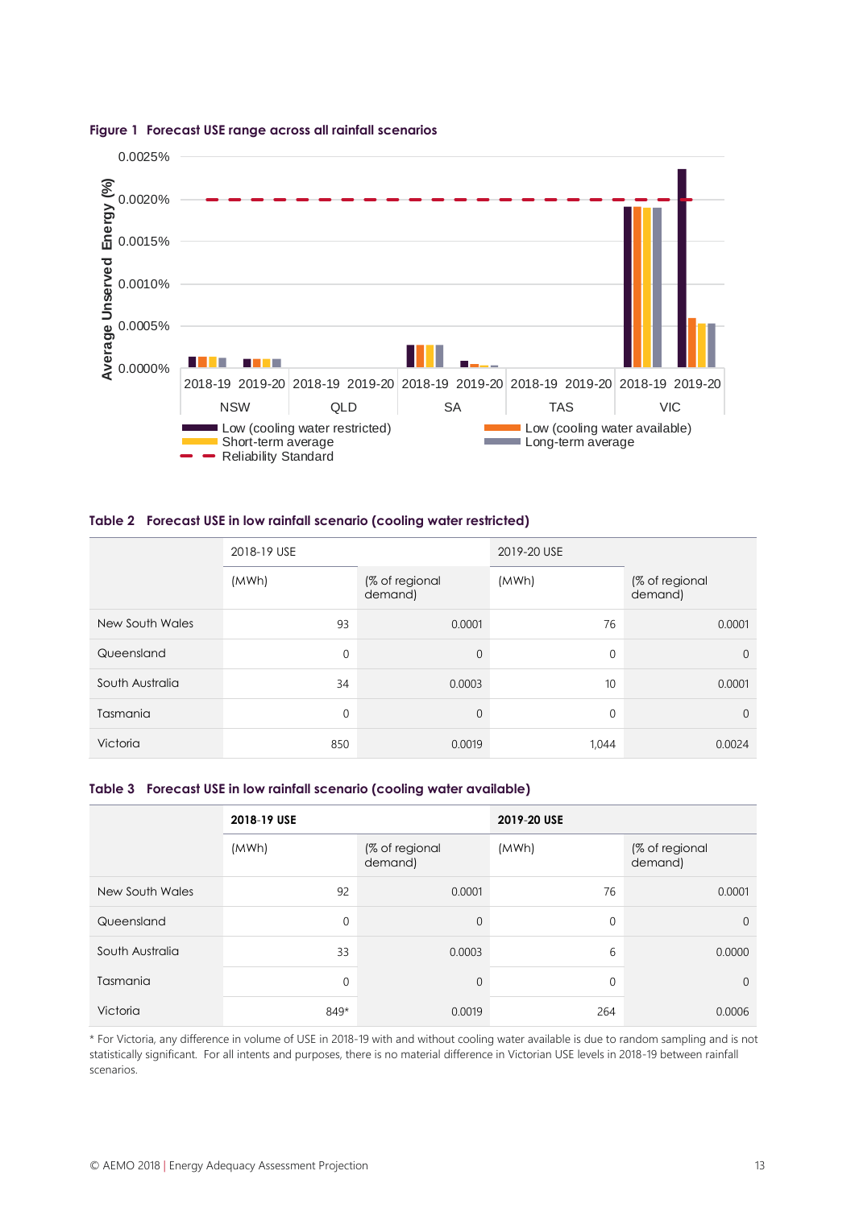**Figure 1 Forecast USE range across all rainfall scenarios**

**Table 2 Forecast USE in low rainfall scenario (cooling water restricted)**

| | 2018-19 USE | | 2019-20 USE | |
|---|---|---|---|---|
| | (MWh) | (% of regional demand) | (MWh) | (% of regional demand) |
| New South Wales | 93 | 0.0001 | 76 | 0.0001 |
| Queensland | 0 | 0 | 0 | 0 |
| South Australia | 34 | 0.0003 | 10 | 0.0001 |
| Tasmania | 0 | 0 | 0 | 0 |
| Victoria | 850 | 0.0019 | 1,044 | 0.0024 |

**Table 3 Forecast USE in low rainfall scenario (cooling water available)**

| | **2018-19 USE** | | **2019-20 USE** | |
|---|---|---|---|---|
| | (MWh) | (% of regional demand) | (MWh) | (% of regional demand) |
| New South Wales | 92 | 0.0001 | 76 | 0.0001 |
| Queensland | 0 | 0 | 0 | 0 |
| South Australia | 33 | 0.0003 | 6 | 0.0000 |
| Tasmania | 0 | 0 | 0 | 0 |
| Victoria | 849* | 0.0019 | 264 | 0.0006 |

* For Victoria, any difference in volume of USE in 2018-19 with and without cooling water available is due to random sampling and is not statistically significant. For all intents and purposes, there is no material difference in Victorian USE levels in 2018-19 between rainfall scenarios.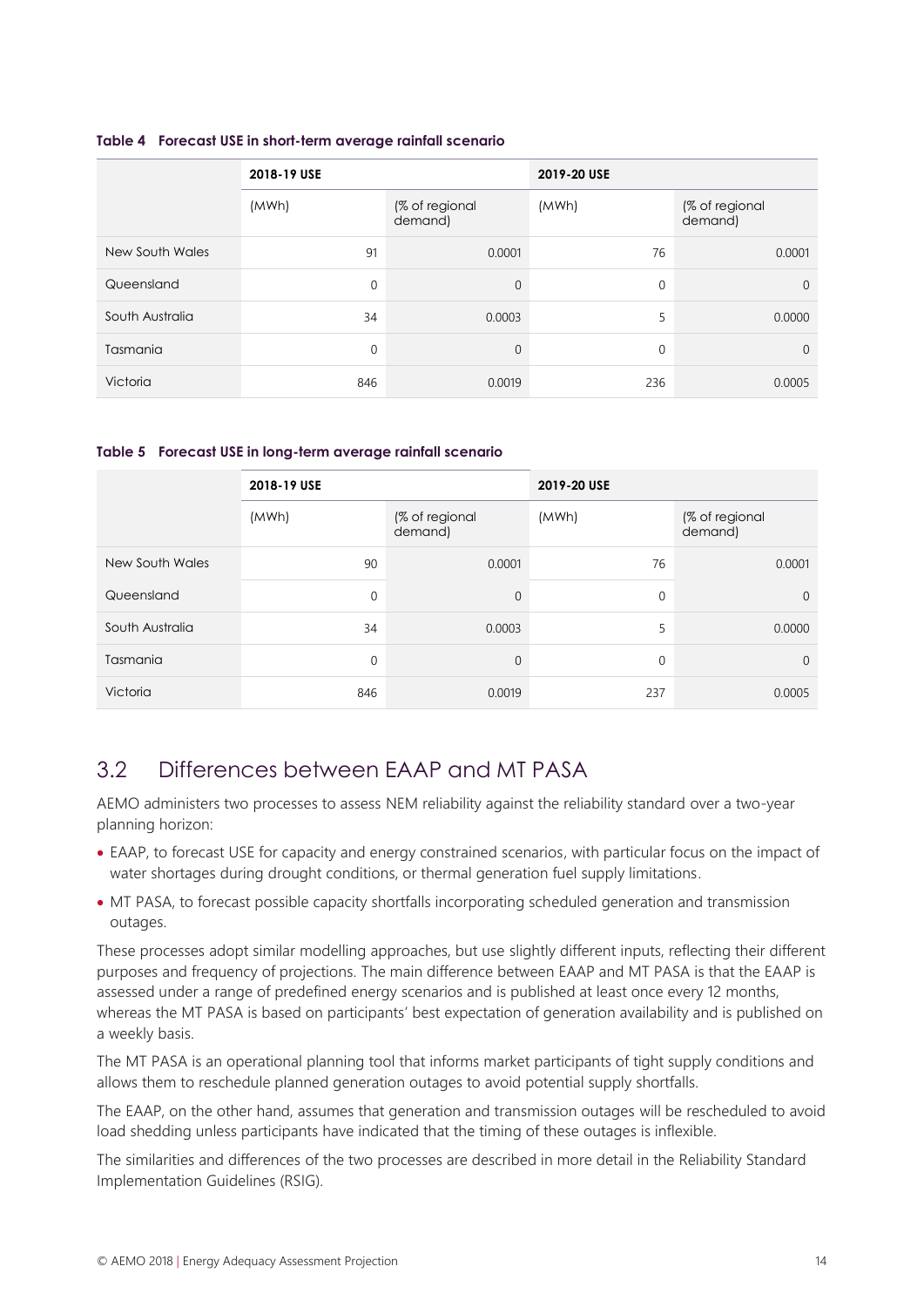**Table 4 Forecast USE in short-term average rainfall scenario**

| | 2018-19 USE | | 2019-20 USE | |
|---|---|---|---|---|
| | (MWh) | (% of regional demand) | (MWh) | (% of regional demand) |
| New South Wales | 91 | 0.0001 | 76 | 0.0001 |
| Queensland | 0 | 0 | 0 | 0 |
| South Australia | 34 | 0.0003 | 5 | 0.0000 |
| Tasmania | 0 | 0 | 0 | 0 |
| Victoria | 846 | 0.0019 | 236 | 0.0005 |

**Table 5 Forecast USE in long-term average rainfall scenario**

| | 2018-19 USE | | 2019-20 USE | |
|---|---|---|---|---|
| | (MWh) | (% of regional demand) | (MWh) | (% of regional demand) |
| New South Wales | 90 | 0.0001 | 76 | 0.0001 |
| Queensland | 0 | 0 | 0 | 0 |
| South Australia | 34 | 0.0003 | 5 | 0.0000 |
| Tasmania | 0 | 0 | 0 | 0 |
| Victoria | 846 | 0.0019 | 237 | 0.0005 |

## 3.2 Differences between EAAP and MT PASA

AEMO administers two processes to assess NEM reliability against the reliability standard over a two-year planning horizon:

- EAAP, to forecast USE for capacity and energy constrained scenarios, with particular focus on the impact of water shortages during drought conditions, or thermal generation fuel supply limitations.
- MT PASA, to forecast possible capacity shortfalls incorporating scheduled generation and transmission outages.

These processes adopt similar modelling approaches, but use slightly different inputs, reflecting their different purposes and frequency of projections. The main difference between EAAP and MT PASA is that the EAAP is assessed under a range of predefined energy scenarios and is published at least once every 12 months, whereas the MT PASA is based on participants' best expectation of generation availability and is published on a weekly basis.

The MT PASA is an operational planning tool that informs market participants of tight supply conditions and allows them to reschedule planned generation outages to avoid potential supply shortfalls.

The EAAP, on the other hand, assumes that generation and transmission outages will be rescheduled to avoid load shedding unless participants have indicated that the timing of these outages is inflexible.

The similarities and differences of the two processes are described in more detail in the Reliability Standard Implementation Guidelines (RSIG).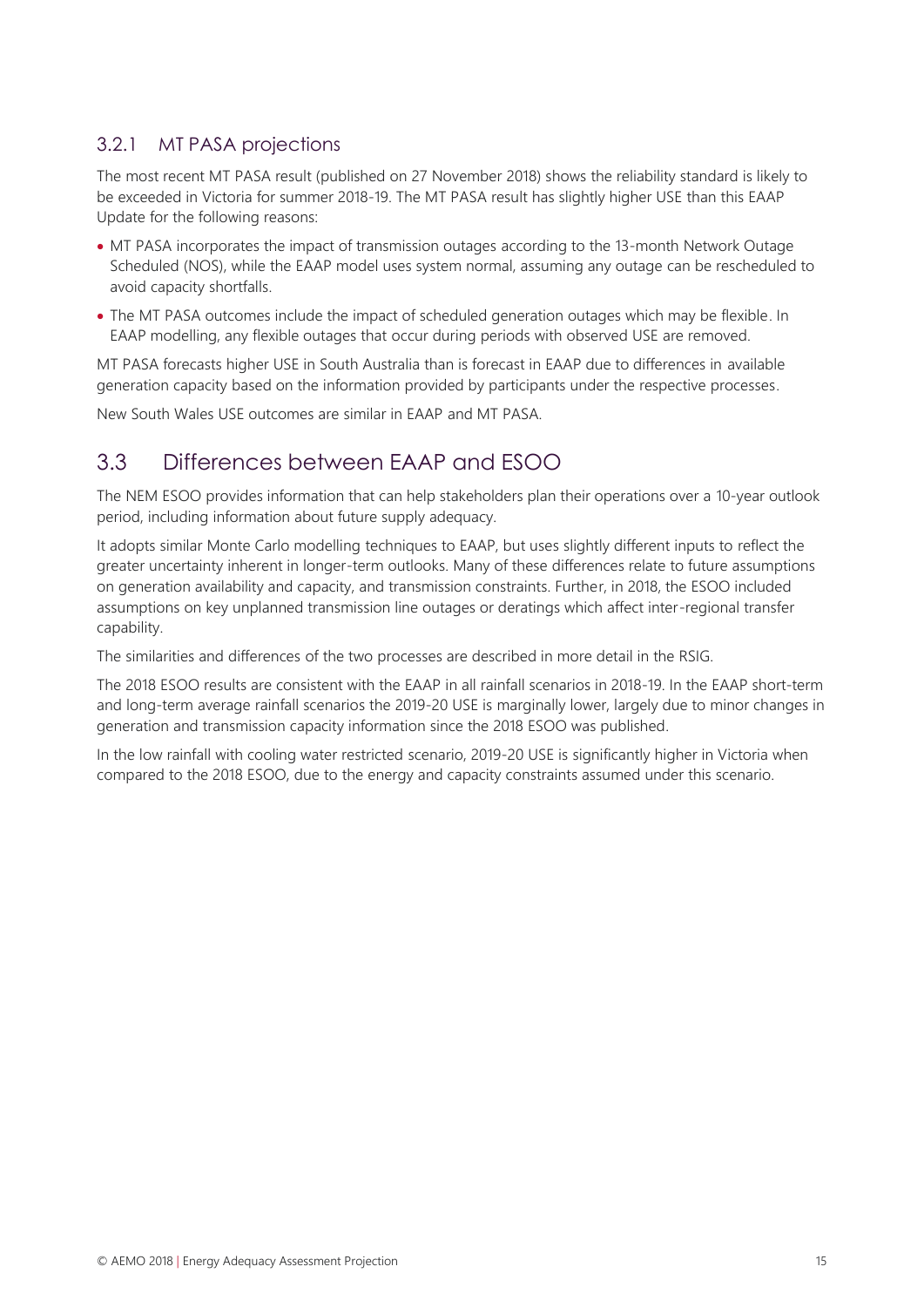### 3.2.1 MT PASA projections

The most recent MT PASA result (published on 27 November 2018) shows the reliability standard is likely to be exceeded in Victoria for summer 2018-19. The MT PASA result has slightly higher USE than this EAAP Update for the following reasons:

- MT PASA incorporates the impact of transmission outages according to the 13-month Network Outage Scheduled (NOS), while the EAAP model uses system normal, assuming any outage can be rescheduled to avoid capacity shortfalls.
- The MT PASA outcomes include the impact of scheduled generation outages which may be flexible. In EAAP modelling, any flexible outages that occur during periods with observed USE are removed.

MT PASA forecasts higher USE in South Australia than is forecast in EAAP due to differences in available generation capacity based on the information provided by participants under the respective processes.

New South Wales USE outcomes are similar in EAAP and MT PASA.

## 3.3 Differences between EAAP and ESOO

The NEM ESOO provides information that can help stakeholders plan their operations over a 10-year outlook period, including information about future supply adequacy.

It adopts similar Monte Carlo modelling techniques to EAAP, but uses slightly different inputs to reflect the greater uncertainty inherent in longer-term outlooks. Many of these differences relate to future assumptions on generation availability and capacity, and transmission constraints. Further, in 2018, the ESOO included assumptions on key unplanned transmission line outages or deratings which affect inter-regional transfer capability.

The similarities and differences of the two processes are described in more detail in the RSIG.

The 2018 ESOO results are consistent with the EAAP in all rainfall scenarios in 2018-19. In the EAAP short-term and long-term average rainfall scenarios the 2019-20 USE is marginally lower, largely due to minor changes in generation and transmission capacity information since the 2018 ESOO was published.

In the low rainfall with cooling water restricted scenario, 2019-20 USE is significantly higher in Victoria when compared to the 2018 ESOO, due to the energy and capacity constraints assumed under this scenario.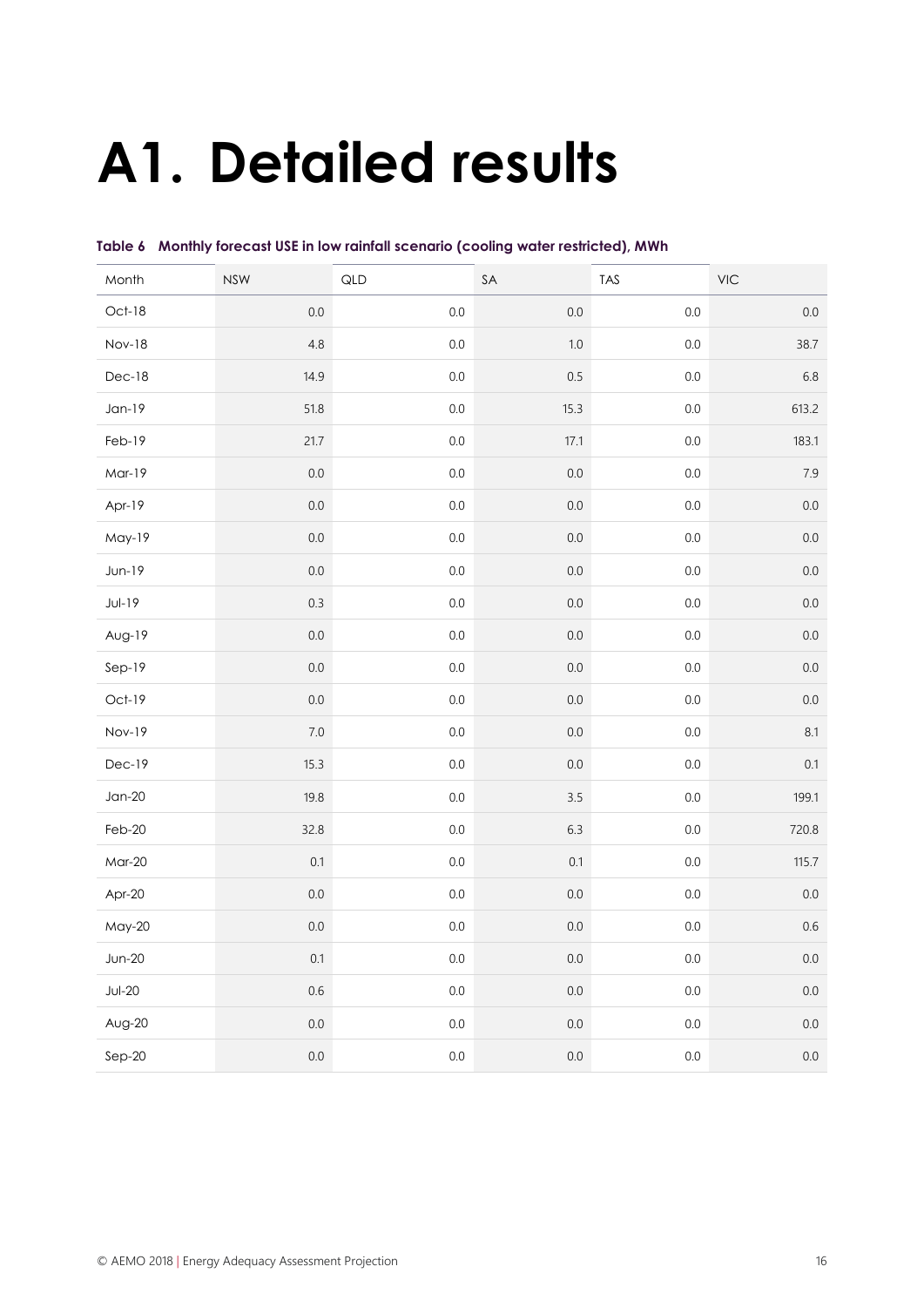# A1. Detailed results

**Table 6 Monthly forecast USE in low rainfall scenario (cooling water restricted), MWh**

| Month | NSW | QLD | SA | TAS | VIC |
|---|---|---|---|---|---|
| Oct-18 | 0.0 | 0.0 | 0.0 | 0.0 | 0.0 |
| Nov-18 | 4.8 | 0.0 | 1.0 | 0.0 | 38.7 |
| Dec-18 | 14.9 | 0.0 | 0.5 | 0.0 | 6.8 |
| Jan-19 | 51.8 | 0.0 | 15.3 | 0.0 | 613.2 |
| Feb-19 | 21.7 | 0.0 | 17.1 | 0.0 | 183.1 |
| Mar-19 | 0.0 | 0.0 | 0.0 | 0.0 | 7.9 |
| Apr-19 | 0.0 | 0.0 | 0.0 | 0.0 | 0.0 |
| May-19 | 0.0 | 0.0 | 0.0 | 0.0 | 0.0 |
| Jun-19 | 0.0 | 0.0 | 0.0 | 0.0 | 0.0 |
| Jul-19 | 0.3 | 0.0 | 0.0 | 0.0 | 0.0 |
| Aug-19 | 0.0 | 0.0 | 0.0 | 0.0 | 0.0 |
| Sep-19 | 0.0 | 0.0 | 0.0 | 0.0 | 0.0 |
| Oct-19 | 0.0 | 0.0 | 0.0 | 0.0 | 0.0 |
| Nov-19 | 7.0 | 0.0 | 0.0 | 0.0 | 8.1 |
| Dec-19 | 15.3 | 0.0 | 0.0 | 0.0 | 0.1 |
| Jan-20 | 19.8 | 0.0 | 3.5 | 0.0 | 199.1 |
| Feb-20 | 32.8 | 0.0 | 6.3 | 0.0 | 720.8 |
| Mar-20 | 0.1 | 0.0 | 0.1 | 0.0 | 115.7 |
| Apr-20 | 0.0 | 0.0 | 0.0 | 0.0 | 0.0 |
| May-20 | 0.0 | 0.0 | 0.0 | 0.0 | 0.6 |
| Jun-20 | 0.1 | 0.0 | 0.0 | 0.0 | 0.0 |
| Jul-20 | 0.6 | 0.0 | 0.0 | 0.0 | 0.0 |
| Aug-20 | 0.0 | 0.0 | 0.0 | 0.0 | 0.0 |
| Sep-20 | 0.0 | 0.0 | 0.0 | 0.0 | 0.0 |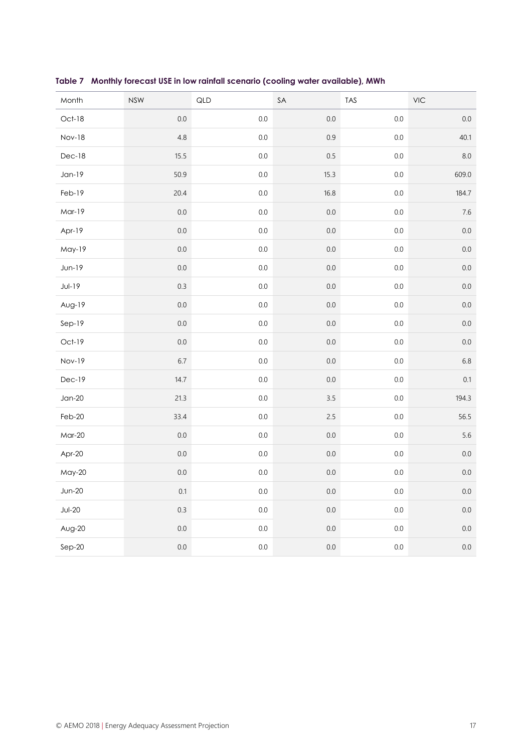**Table 7 Monthly forecast USE in low rainfall scenario (cooling water available), MWh**

| Month | NSW | QLD | SA | TAS | VIC |
|---|---|---|---|---|---|
| Oct-18 | 0.0 | 0.0 | 0.0 | 0.0 | 0.0 |
| Nov-18 | 4.8 | 0.0 | 0.9 | 0.0 | 40.1 |
| Dec-18 | 15.5 | 0.0 | 0.5 | 0.0 | 8.0 |
| Jan-19 | 50.9 | 0.0 | 15.3 | 0.0 | 609.0 |
| Feb-19 | 20.4 | 0.0 | 16.8 | 0.0 | 184.7 |
| Mar-19 | 0.0 | 0.0 | 0.0 | 0.0 | 7.6 |
| Apr-19 | 0.0 | 0.0 | 0.0 | 0.0 | 0.0 |
| May-19 | 0.0 | 0.0 | 0.0 | 0.0 | 0.0 |
| Jun-19 | 0.0 | 0.0 | 0.0 | 0.0 | 0.0 |
| Jul-19 | 0.3 | 0.0 | 0.0 | 0.0 | 0.0 |
| Aug-19 | 0.0 | 0.0 | 0.0 | 0.0 | 0.0 |
| Sep-19 | 0.0 | 0.0 | 0.0 | 0.0 | 0.0 |
| Oct-19 | 0.0 | 0.0 | 0.0 | 0.0 | 0.0 |
| Nov-19 | 6.7 | 0.0 | 0.0 | 0.0 | 6.8 |
| Dec-19 | 14.7 | 0.0 | 0.0 | 0.0 | 0.1 |
| Jan-20 | 21.3 | 0.0 | 3.5 | 0.0 | 194.3 |
| Feb-20 | 33.4 | 0.0 | 2.5 | 0.0 | 56.5 |
| Mar-20 | 0.0 | 0.0 | 0.0 | 0.0 | 5.6 |
| Apr-20 | 0.0 | 0.0 | 0.0 | 0.0 | 0.0 |
| May-20 | 0.0 | 0.0 | 0.0 | 0.0 | 0.0 |
| Jun-20 | 0.1 | 0.0 | 0.0 | 0.0 | 0.0 |
| Jul-20 | 0.3 | 0.0 | 0.0 | 0.0 | 0.0 |
| Aug-20 | 0.0 | 0.0 | 0.0 | 0.0 | 0.0 |
| Sep-20 | 0.0 | 0.0 | 0.0 | 0.0 | 0.0 |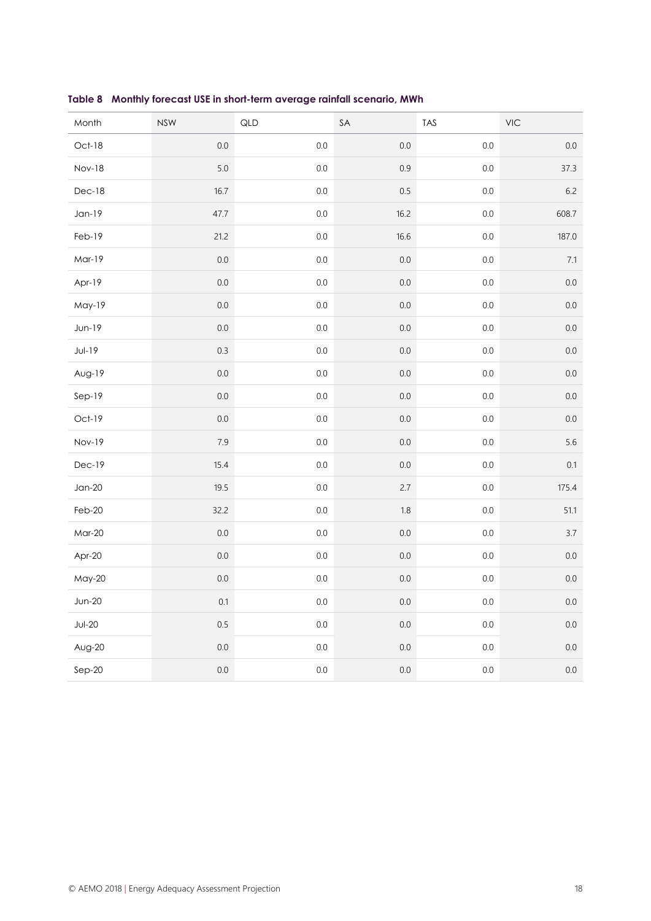**Table 8 Monthly forecast USE in short-term average rainfall scenario, MWh**

| Month | NSW | QLD | SA | TAS | VIC |
|---|---|---|---|---|---|
| Oct-18 | 0.0 | 0.0 | 0.0 | 0.0 | 0.0 |
| Nov-18 | 5.0 | 0.0 | 0.9 | 0.0 | 37.3 |
| Dec-18 | 16.7 | 0.0 | 0.5 | 0.0 | 6.2 |
| Jan-19 | 47.7 | 0.0 | 16.2 | 0.0 | 608.7 |
| Feb-19 | 21.2 | 0.0 | 16.6 | 0.0 | 187.0 |
| Mar-19 | 0.0 | 0.0 | 0.0 | 0.0 | 7.1 |
| Apr-19 | 0.0 | 0.0 | 0.0 | 0.0 | 0.0 |
| May-19 | 0.0 | 0.0 | 0.0 | 0.0 | 0.0 |
| Jun-19 | 0.0 | 0.0 | 0.0 | 0.0 | 0.0 |
| Jul-19 | 0.3 | 0.0 | 0.0 | 0.0 | 0.0 |
| Aug-19 | 0.0 | 0.0 | 0.0 | 0.0 | 0.0 |
| Sep-19 | 0.0 | 0.0 | 0.0 | 0.0 | 0.0 |
| Oct-19 | 0.0 | 0.0 | 0.0 | 0.0 | 0.0 |
| Nov-19 | 7.9 | 0.0 | 0.0 | 0.0 | 5.6 |
| Dec-19 | 15.4 | 0.0 | 0.0 | 0.0 | 0.1 |
| Jan-20 | 19.5 | 0.0 | 2.7 | 0.0 | 175.4 |
| Feb-20 | 32.2 | 0.0 | 1.8 | 0.0 | 51.1 |
| Mar-20 | 0.0 | 0.0 | 0.0 | 0.0 | 3.7 |
| Apr-20 | 0.0 | 0.0 | 0.0 | 0.0 | 0.0 |
| May-20 | 0.0 | 0.0 | 0.0 | 0.0 | 0.0 |
| Jun-20 | 0.1 | 0.0 | 0.0 | 0.0 | 0.0 |
| Jul-20 | 0.5 | 0.0 | 0.0 | 0.0 | 0.0 |
| Aug-20 | 0.0 | 0.0 | 0.0 | 0.0 | 0.0 |
| Sep-20 | 0.0 | 0.0 | 0.0 | 0.0 | 0.0 |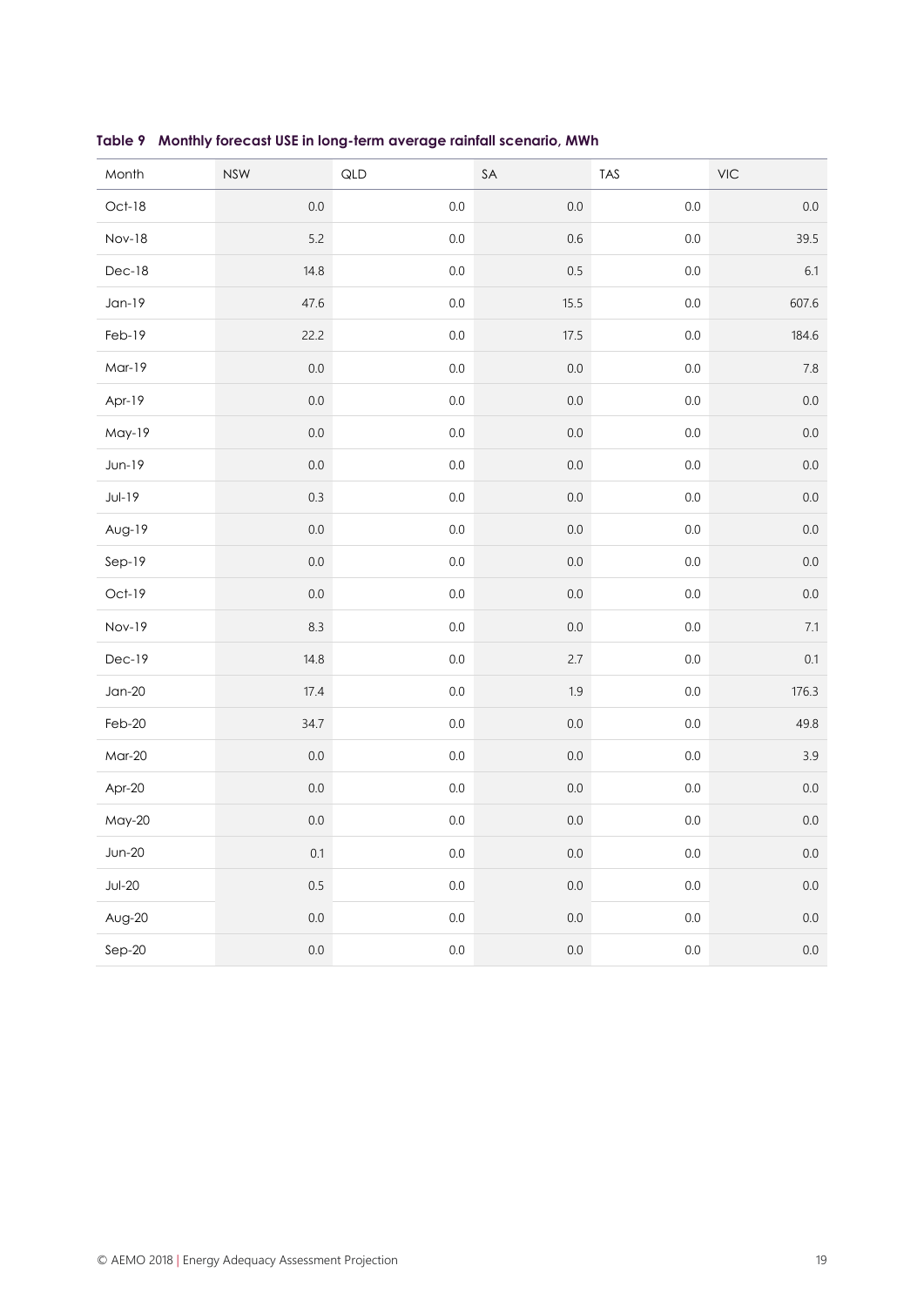**Table 9 Monthly forecast USE in long-term average rainfall scenario, MWh**

| Month | NSW | QLD | SA | TAS | VIC |
|---|---|---|---|---|---|
| Oct-18 | 0.0 | 0.0 | 0.0 | 0.0 | 0.0 |
| Nov-18 | 5.2 | 0.0 | 0.6 | 0.0 | 39.5 |
| Dec-18 | 14.8 | 0.0 | 0.5 | 0.0 | 6.1 |
| Jan-19 | 47.6 | 0.0 | 15.5 | 0.0 | 607.6 |
| Feb-19 | 22.2 | 0.0 | 17.5 | 0.0 | 184.6 |
| Mar-19 | 0.0 | 0.0 | 0.0 | 0.0 | 7.8 |
| Apr-19 | 0.0 | 0.0 | 0.0 | 0.0 | 0.0 |
| May-19 | 0.0 | 0.0 | 0.0 | 0.0 | 0.0 |
| Jun-19 | 0.0 | 0.0 | 0.0 | 0.0 | 0.0 |
| Jul-19 | 0.3 | 0.0 | 0.0 | 0.0 | 0.0 |
| Aug-19 | 0.0 | 0.0 | 0.0 | 0.0 | 0.0 |
| Sep-19 | 0.0 | 0.0 | 0.0 | 0.0 | 0.0 |
| Oct-19 | 0.0 | 0.0 | 0.0 | 0.0 | 0.0 |
| Nov-19 | 8.3 | 0.0 | 0.0 | 0.0 | 7.1 |
| Dec-19 | 14.8 | 0.0 | 2.7 | 0.0 | 0.1 |
| Jan-20 | 17.4 | 0.0 | 1.9 | 0.0 | 176.3 |
| Feb-20 | 34.7 | 0.0 | 0.0 | 0.0 | 49.8 |
| Mar-20 | 0.0 | 0.0 | 0.0 | 0.0 | 3.9 |
| Apr-20 | 0.0 | 0.0 | 0.0 | 0.0 | 0.0 |
| May-20 | 0.0 | 0.0 | 0.0 | 0.0 | 0.0 |
| Jun-20 | 0.1 | 0.0 | 0.0 | 0.0 | 0.0 |
| Jul-20 | 0.5 | 0.0 | 0.0 | 0.0 | 0.0 |
| Aug-20 | 0.0 | 0.0 | 0.0 | 0.0 | 0.0 |
| Sep-20 | 0.0 | 0.0 | 0.0 | 0.0 | 0.0 |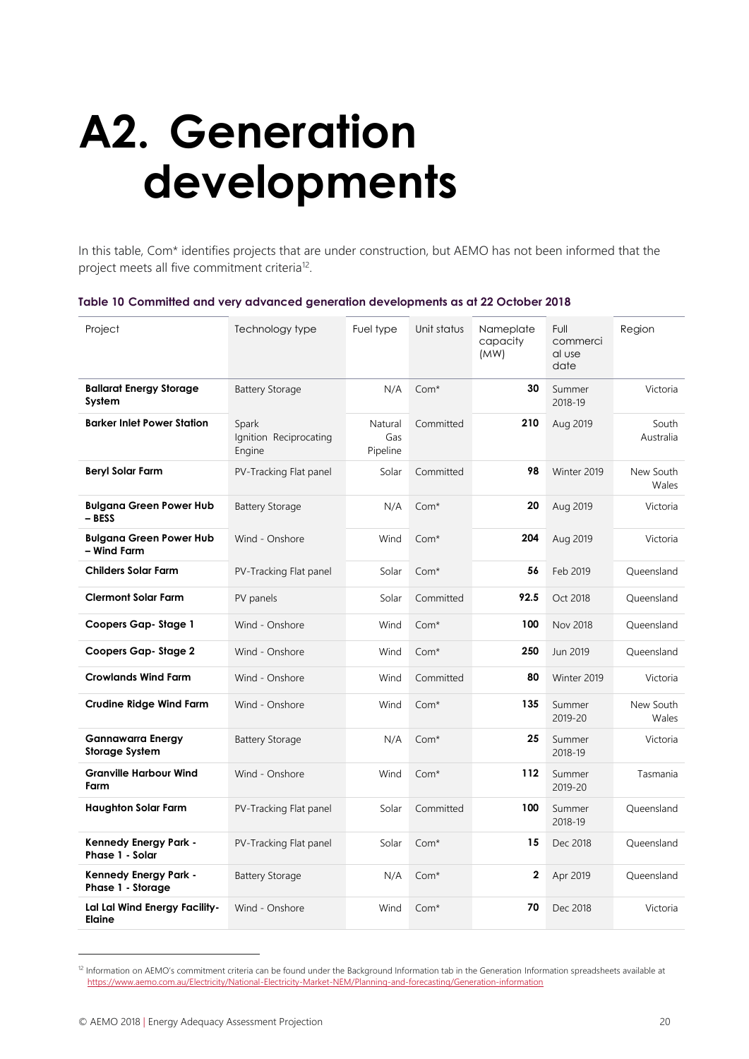# A2. Generation developments

In this table, Com* identifies projects that are under construction, but AEMO has not been informed that the project meets all five commitment criteria[12].

**Table 10 Committed and very advanced generation developments as at 22 October 2018**

| Project | Technology type | Fuel type | Unit status | Nameplate capacity (MW) | Full commercial use date | Region |
|---|---|---|---|---|---|---|
| **Ballarat Energy Storage System** | Battery Storage | N/A | Com* | **30** | Summer 2018-19 | Victoria |
| **Barker Inlet Power Station** | Spark Ignition Reciprocating Engine | Natural Gas Pipeline | Committed | **210** | Aug 2019 | South Australia |
| **Beryl Solar Farm** | PV-Tracking Flat panel | Solar | Committed | **98** | Winter 2019 | New South Wales |
| **Bulgana Green Power Hub – BESS** | Battery Storage | N/A | Com* | **20** | Aug 2019 | Victoria |
| **Bulgana Green Power Hub – Wind Farm** | Wind - Onshore | Wind | Com* | **204** | Aug 2019 | Victoria |
| **Childers Solar Farm** | PV-Tracking Flat panel | Solar | Com* | **56** | Feb 2019 | Queensland |
| **Clermont Solar Farm** | PV panels | Solar | Committed | **92.5** | Oct 2018 | Queensland |
| **Coopers Gap- Stage 1** | Wind - Onshore | Wind | Com* | **100** | Nov 2018 | Queensland |
| **Coopers Gap- Stage 2** | Wind - Onshore | Wind | Com* | **250** | Jun 2019 | Queensland |
| **Crowlands Wind Farm** | Wind - Onshore | Wind | Committed | **80** | Winter 2019 | Victoria |
| **Crudine Ridge Wind Farm** | Wind - Onshore | Wind | Com* | **135** | Summer 2019-20 | New South Wales |
| **Gannawarra Energy Storage System** | Battery Storage | N/A | Com* | **25** | Summer 2018-19 | Victoria |
| **Granville Harbour Wind Farm** | Wind - Onshore | Wind | Com* | **112** | Summer 2019-20 | Tasmania |
| **Haughton Solar Farm** | PV-Tracking Flat panel | Solar | Committed | **100** | Summer 2018-19 | Queensland |
| **Kennedy Energy Park - Phase 1 - Solar** | PV-Tracking Flat panel | Solar | Com* | **15** | Dec 2018 | Queensland |
| **Kennedy Energy Park - Phase 1 - Storage** | Battery Storage | N/A | Com* | **2** | Apr 2019 | Queensland |
| **Lal Lal Wind Energy Facility- Elaine** | Wind - Onshore | Wind | Com* | **70** | Dec 2018 | Victoria |

[12] Information on AEMO's commitment criteria can be found under the Background Information tab in the Generation Information spreadsheets available at https://www.aemo.com.au/Electricity/National-Electricity-Market-NEM/Planning-and-forecasting/Generation-information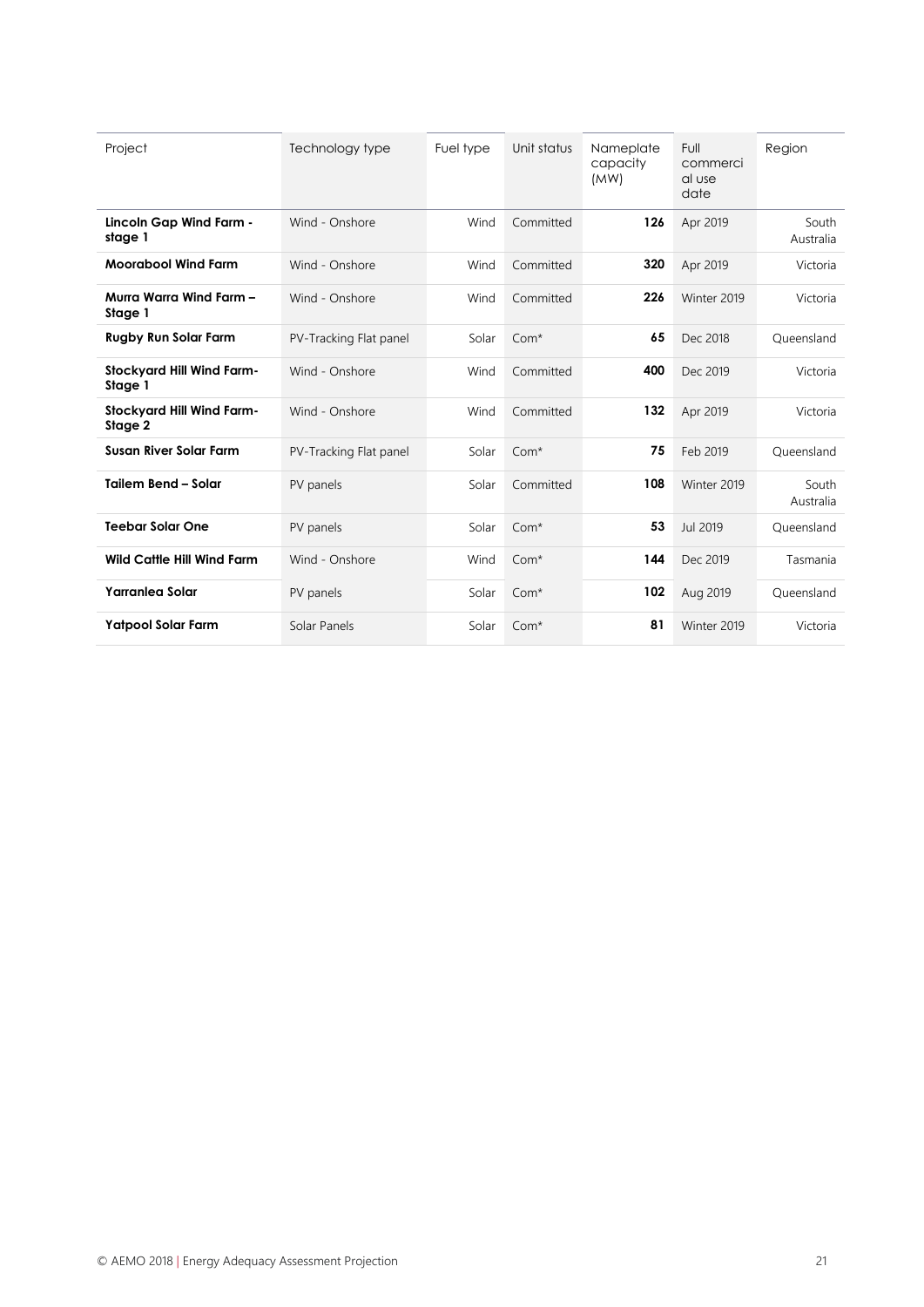| Project | Technology type | Fuel type | Unit status | Nameplate capacity (MW) | Full commercial use date | Region |
|---|---|---|---|---|---|---|
| **Lincoln Gap Wind Farm - stage 1** | Wind - Onshore | Wind | Committed | **126** | Apr 2019 | South Australia |
| **Moorabool Wind Farm** | Wind - Onshore | Wind | Committed | **320** | Apr 2019 | Victoria |
| **Murra Warra Wind Farm – Stage 1** | Wind - Onshore | Wind | Committed | **226** | Winter 2019 | Victoria |
| **Rugby Run Solar Farm** | PV-Tracking Flat panel | Solar | Com* | **65** | Dec 2018 | Queensland |
| **Stockyard Hill Wind Farm-Stage 1** | Wind - Onshore | Wind | Committed | **400** | Dec 2019 | Victoria |
| **Stockyard Hill Wind Farm-Stage 2** | Wind - Onshore | Wind | Committed | **132** | Apr 2019 | Victoria |
| **Susan River Solar Farm** | PV-Tracking Flat panel | Solar | Com* | **75** | Feb 2019 | Queensland |
| **Tailem Bend – Solar** | PV panels | Solar | Committed | **108** | Winter 2019 | South Australia |
| **Teebar Solar One** | PV panels | Solar | Com* | **53** | Jul 2019 | Queensland |
| **Wild Cattle Hill Wind Farm** | Wind - Onshore | Wind | Com* | **144** | Dec 2019 | Tasmania |
| **Yarranlea Solar** | PV panels | Solar | Com* | **102** | Aug 2019 | Queensland |
| **Yatpool Solar Farm** | Solar Panels | Solar | Com* | **81** | Winter 2019 | Victoria |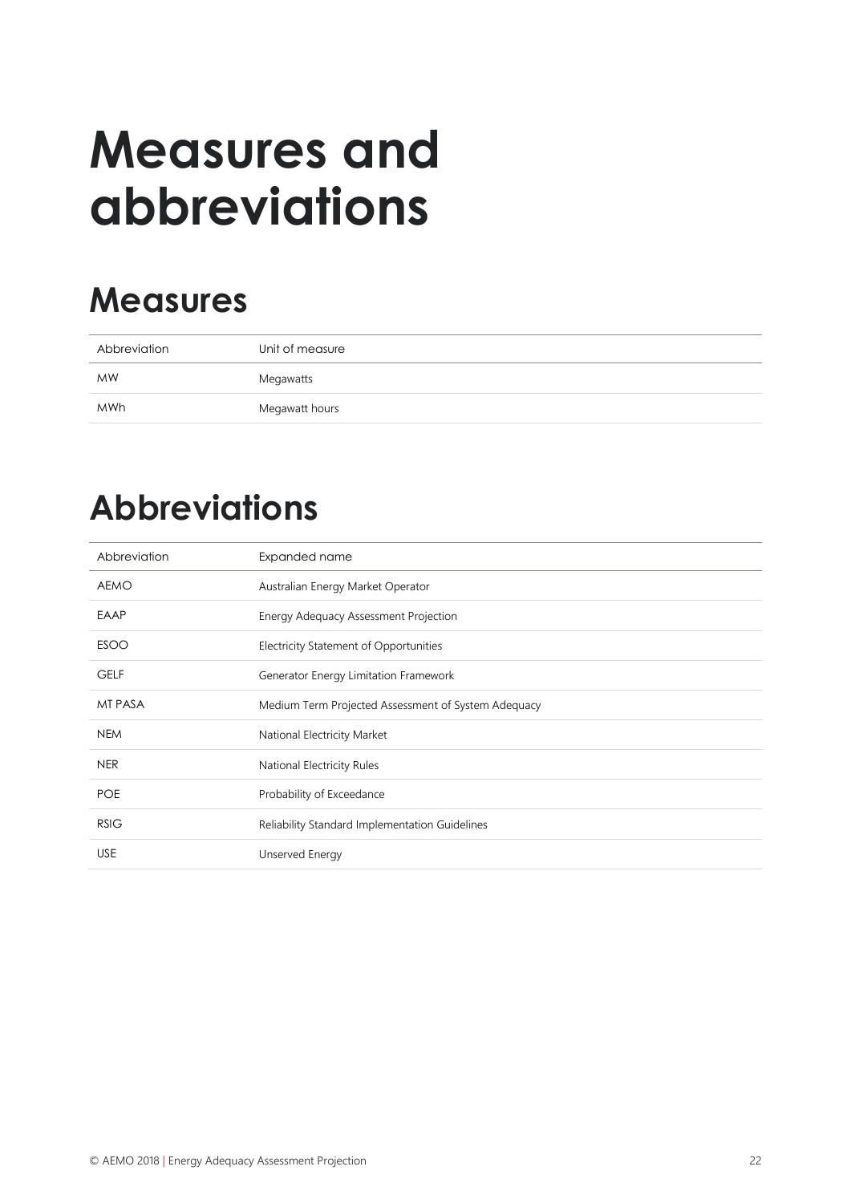# Measures and abbreviations

## Measures

| Abbreviation | Unit of measure |
| --- | --- |
| MW | Megawatts |
| MWh | Megawatt hours |

## Abbreviations

| Abbreviation | Expanded name |
| --- | --- |
| AEMO | Australian Energy Market Operator |
| EAAP | Energy Adequacy Assessment Projection |
| ESOO | Electricity Statement of Opportunities |
| GELF | Generator Energy Limitation Framework |
| MT PASA | Medium Term Projected Assessment of System Adequacy |
| NEM | National Electricity Market |
| NER | National Electricity Rules |
| POE | Probability of Exceedance |
| RSIG | Reliability Standard Implementation Guidelines |
| USE | Unserved Energy |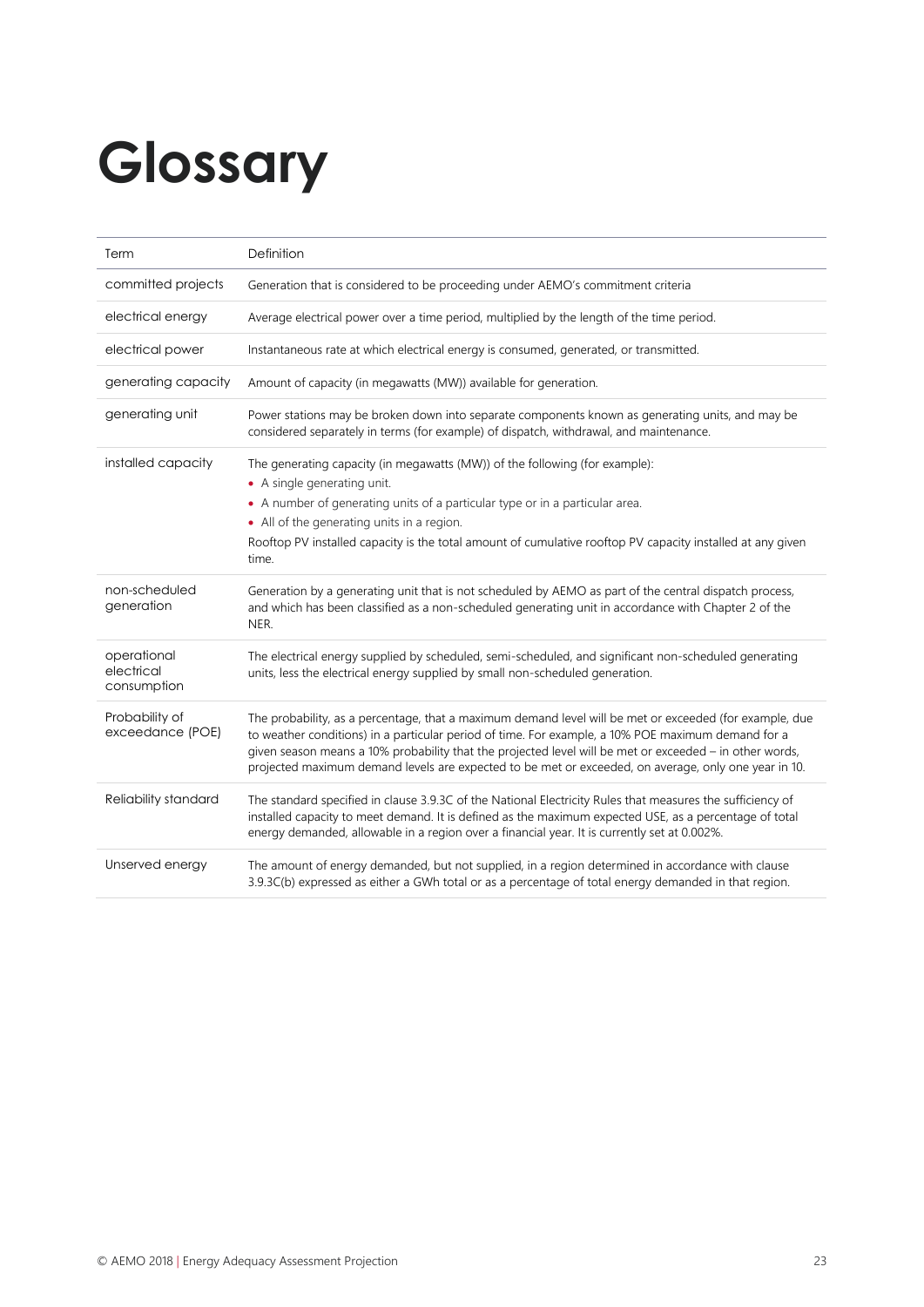# Glossary

| Term | Definition |
| --- | --- |
| committed projects | Generation that is considered to be proceeding under AEMO's commitment criteria |
| electrical energy | Average electrical power over a time period, multiplied by the length of the time period. |
| electrical power | Instantaneous rate at which electrical energy is consumed, generated, or transmitted. |
| generating capacity | Amount of capacity (in megawatts (MW)) available for generation. |
| generating unit | Power stations may be broken down into separate components known as generating units, and may be considered separately in terms (for example) of dispatch, withdrawal, and maintenance. |
| installed capacity | The generating capacity (in megawatts (MW)) of the following (for example):<br>• A single generating unit.<br>• A number of generating units of a particular type or in a particular area.<br>• All of the generating units in a region.<br>Rooftop PV installed capacity is the total amount of cumulative rooftop PV capacity installed at any given time. |
| non-scheduled generation | Generation by a generating unit that is not scheduled by AEMO as part of the central dispatch process, and which has been classified as a non-scheduled generating unit in accordance with Chapter 2 of the NER. |
| operational electrical consumption | The electrical energy supplied by scheduled, semi-scheduled, and significant non-scheduled generating units, less the electrical energy supplied by small non-scheduled generation. |
| Probability of exceedance (POE) | The probability, as a percentage, that a maximum demand level will be met or exceeded (for example, due to weather conditions) in a particular period of time. For example, a 10% POE maximum demand for a given season means a 10% probability that the projected level will be met or exceeded – in other words, projected maximum demand levels are expected to be met or exceeded, on average, only one year in 10. |
| Reliability standard | The standard specified in clause 3.9.3C of the National Electricity Rules that measures the sufficiency of installed capacity to meet demand. It is defined as the maximum expected USE, as a percentage of total energy demanded, allowable in a region over a financial year. It is currently set at 0.002%. |
| Unserved energy | The amount of energy demanded, but not supplied, in a region determined in accordance with clause 3.9.3C(b) expressed as either a GWh total or as a percentage of total energy demanded in that region. |